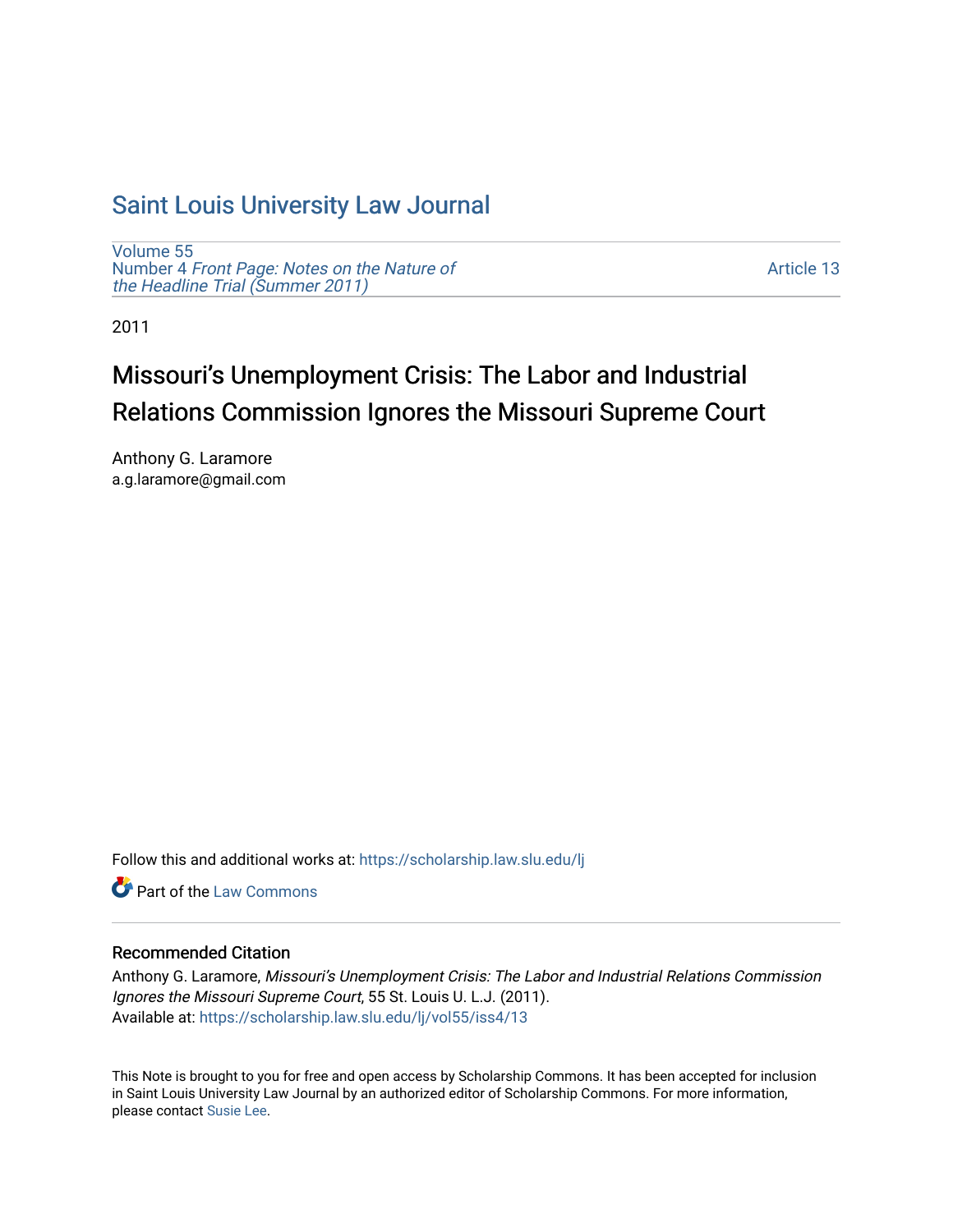# Saint Louis University Law Journal

Volume 55
Number 4 *Front Page: Notes on the Nature of the Headline Trial (Summer 2011)*

Article 13

2011

## Missouri's Unemployment Crisis: The Labor and Industrial Relations Commission Ignores the Missouri Supreme Court

Anthony G. Laramore
a.g.laramore@gmail.com

Follow this and additional works at: https://scholarship.law.slu.edu/lj

Part of the Law Commons

### Recommended Citation

Anthony G. Laramore, *Missouri's Unemployment Crisis: The Labor and Industrial Relations Commission Ignores the Missouri Supreme Court*, 55 St. Louis U. L.J. (2011).
Available at: https://scholarship.law.slu.edu/lj/vol55/iss4/13

This Note is brought to you for free and open access by Scholarship Commons. It has been accepted for inclusion in Saint Louis University Law Journal by an authorized editor of Scholarship Commons. For more information, please contact Susie Lee.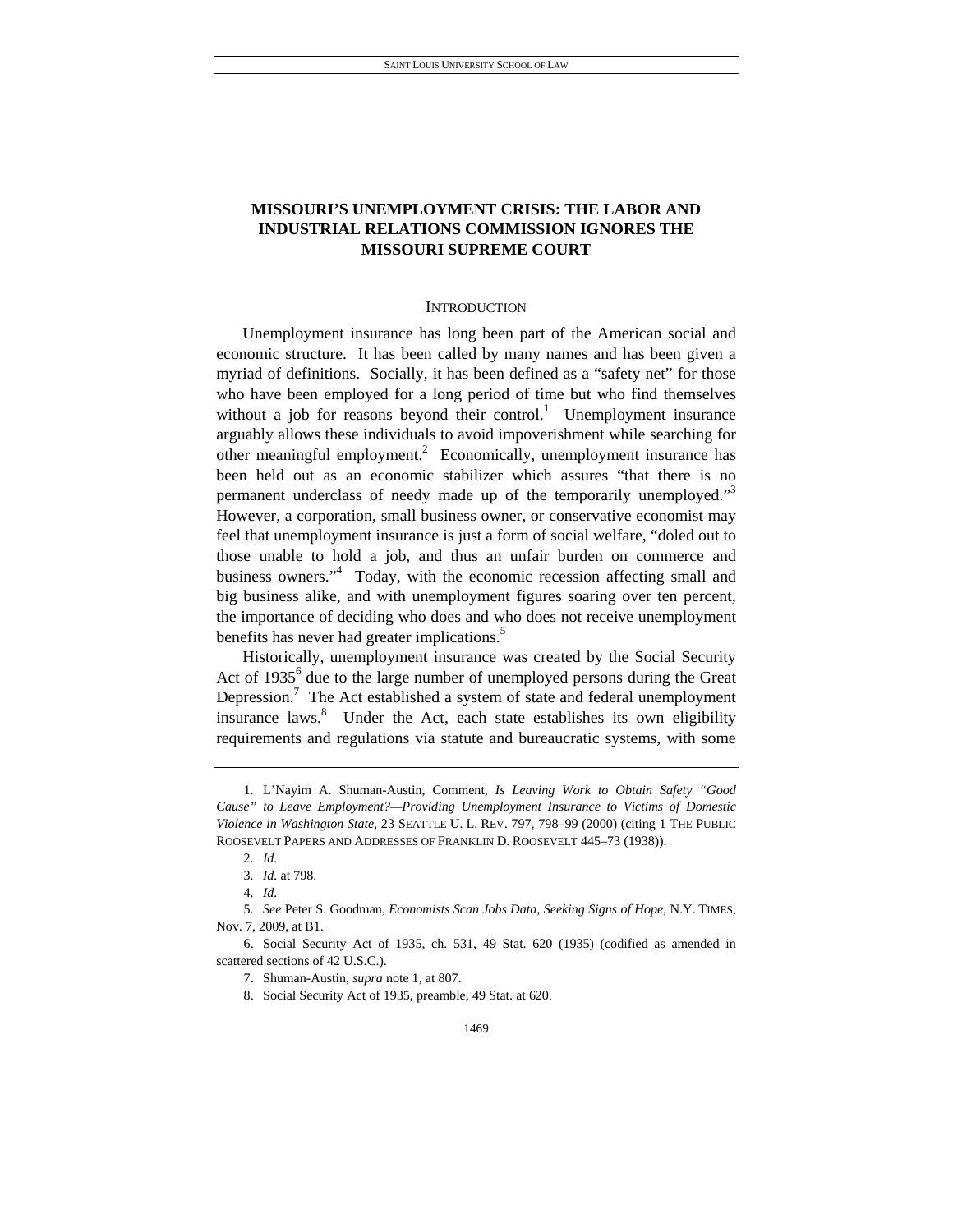# MISSOURI'S UNEMPLOYMENT CRISIS: THE LABOR AND INDUSTRIAL RELATIONS COMMISSION IGNORES THE MISSOURI SUPREME COURT

## INTRODUCTION

Unemployment insurance has long been part of the American social and economic structure. It has been called by many names and has been given a myriad of definitions. Socially, it has been defined as a "safety net" for those who have been employed for a long period of time but who find themselves without a job for reasons beyond their control.[1] Unemployment insurance arguably allows these individuals to avoid impoverishment while searching for other meaningful employment.[2] Economically, unemployment insurance has been held out as an economic stabilizer which assures "that there is no permanent underclass of needy made up of the temporarily unemployed."[3] However, a corporation, small business owner, or conservative economist may feel that unemployment insurance is just a form of social welfare, "doled out to those unable to hold a job, and thus an unfair burden on commerce and business owners."[4] Today, with the economic recession affecting small and big business alike, and with unemployment figures soaring over ten percent, the importance of deciding who does and who does not receive unemployment benefits has never had greater implications.[5]

Historically, unemployment insurance was created by the Social Security Act of 1935[6] due to the large number of unemployed persons during the Great Depression.[7] The Act established a system of state and federal unemployment insurance laws.[8] Under the Act, each state establishes its own eligibility requirements and regulations via statute and bureaucratic systems, with some

---

1. L'Nayim A. Shuman-Austin, Comment, *Is Leaving Work to Obtain Safety "Good Cause" to Leave Employment?—Providing Unemployment Insurance to Victims of Domestic Violence in Washington State*, 23 SEATTLE U. L. REV. 797, 798–99 (2000) (citing 1 THE PUBLIC ROOSEVELT PAPERS AND ADDRESSES OF FRANKLIN D. ROOSEVELT 445–73 (1938)).

2. *Id.*

3. *Id.* at 798.

4. *Id.*

5. *See* Peter S. Goodman, *Economists Scan Jobs Data, Seeking Signs of Hope*, N.Y. TIMES, Nov. 7, 2009, at B1.

6. Social Security Act of 1935, ch. 531, 49 Stat. 620 (1935) (codified as amended in scattered sections of 42 U.S.C.).

7. Shuman-Austin, *supra* note 1, at 807.

8. Social Security Act of 1935, preamble, 49 Stat. at 620.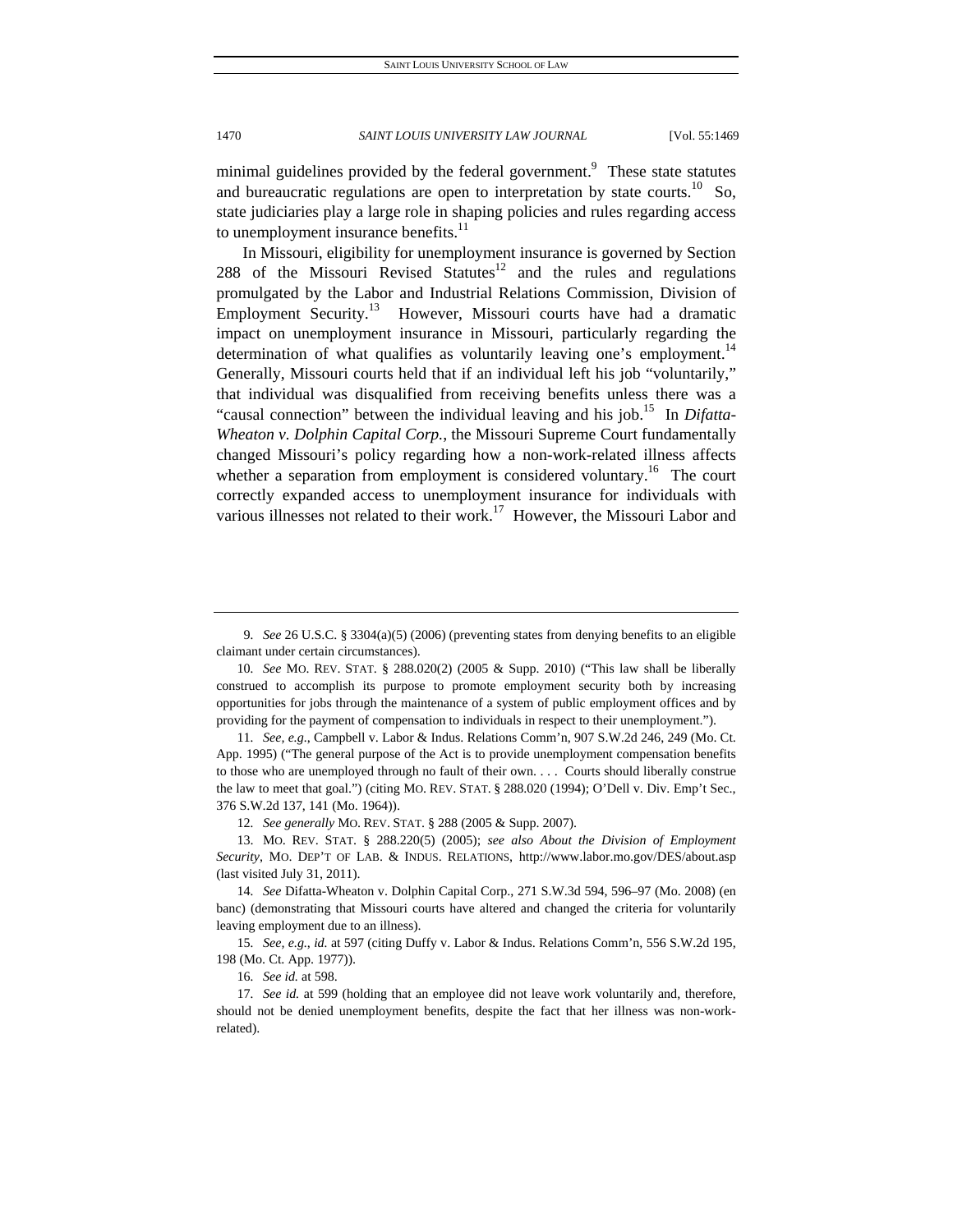minimal guidelines provided by the federal government.[9] These state statutes and bureaucratic regulations are open to interpretation by state courts.[10] So, state judiciaries play a large role in shaping policies and rules regarding access to unemployment insurance benefits.[11]

In Missouri, eligibility for unemployment insurance is governed by Section 288 of the Missouri Revised Statutes[12] and the rules and regulations promulgated by the Labor and Industrial Relations Commission, Division of Employment Security.[13] However, Missouri courts have had a dramatic impact on unemployment insurance in Missouri, particularly regarding the determination of what qualifies as voluntarily leaving one's employment.[14] Generally, Missouri courts held that if an individual left his job "voluntarily," that individual was disqualified from receiving benefits unless there was a "causal connection" between the individual leaving and his job.[15] In *Difatta-Wheaton v. Dolphin Capital Corp.*, the Missouri Supreme Court fundamentally changed Missouri's policy regarding how a non-work-related illness affects whether a separation from employment is considered voluntary.[16] The court correctly expanded access to unemployment insurance for individuals with various illnesses not related to their work.[17] However, the Missouri Labor and

---

9. *See* 26 U.S.C. § 3304(a)(5) (2006) (preventing states from denying benefits to an eligible claimant under certain circumstances).

10. *See* MO. REV. STAT. § 288.020(2) (2005 & Supp. 2010) ("This law shall be liberally construed to accomplish its purpose to promote employment security both by increasing opportunities for jobs through the maintenance of a system of public employment offices and by providing for the payment of compensation to individuals in respect to their unemployment.").

11. *See, e.g.*, Campbell v. Labor & Indus. Relations Comm'n, 907 S.W.2d 246, 249 (Mo. Ct. App. 1995) ("The general purpose of the Act is to provide unemployment compensation benefits to those who are unemployed through no fault of their own. . . . Courts should liberally construe the law to meet that goal.") (citing MO. REV. STAT. § 288.020 (1994); O'Dell v. Div. Emp't Sec., 376 S.W.2d 137, 141 (Mo. 1964)).

12. *See generally* MO. REV. STAT. § 288 (2005 & Supp. 2007).

13. MO. REV. STAT. § 288.220(5) (2005); *see also About the Division of Employment Security*, MO. DEP'T OF LAB. & INDUS. RELATIONS, http://www.labor.mo.gov/DES/about.asp (last visited July 31, 2011).

14. *See* Difatta-Wheaton v. Dolphin Capital Corp., 271 S.W.3d 594, 596–97 (Mo. 2008) (en banc) (demonstrating that Missouri courts have altered and changed the criteria for voluntarily leaving employment due to an illness).

15. *See, e.g.*, *id.* at 597 (citing Duffy v. Labor & Indus. Relations Comm'n, 556 S.W.2d 195, 198 (Mo. Ct. App. 1977)).

16. *See id.* at 598.

17. *See id.* at 599 (holding that an employee did not leave work voluntarily and, therefore, should not be denied unemployment benefits, despite the fact that her illness was non-work-related).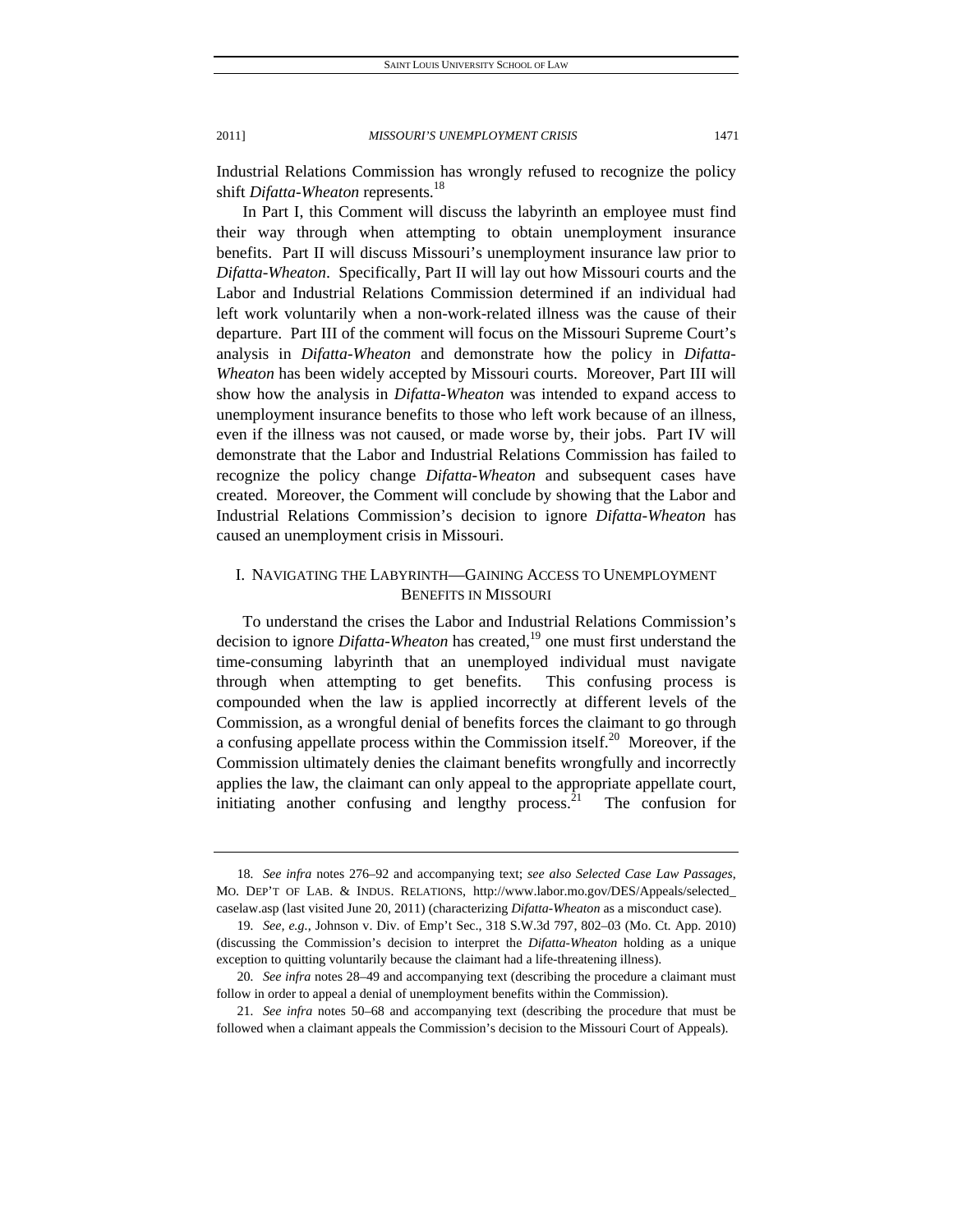Industrial Relations Commission has wrongly refused to recognize the policy shift *Difatta-Wheaton* represents.[18]

In Part I, this Comment will discuss the labyrinth an employee must find their way through when attempting to obtain unemployment insurance benefits. Part II will discuss Missouri's unemployment insurance law prior to *Difatta-Wheaton*. Specifically, Part II will lay out how Missouri courts and the Labor and Industrial Relations Commission determined if an individual had left work voluntarily when a non-work-related illness was the cause of their departure. Part III of the comment will focus on the Missouri Supreme Court's analysis in *Difatta-Wheaton* and demonstrate how the policy in *Difatta-Wheaton* has been widely accepted by Missouri courts. Moreover, Part III will show how the analysis in *Difatta-Wheaton* was intended to expand access to unemployment insurance benefits to those who left work because of an illness, even if the illness was not caused, or made worse by, their jobs. Part IV will demonstrate that the Labor and Industrial Relations Commission has failed to recognize the policy change *Difatta-Wheaton* and subsequent cases have created. Moreover, the Comment will conclude by showing that the Labor and Industrial Relations Commission's decision to ignore *Difatta-Wheaton* has caused an unemployment crisis in Missouri.

## I. NAVIGATING THE LABYRINTH—GAINING ACCESS TO UNEMPLOYMENT BENEFITS IN MISSOURI

To understand the crises the Labor and Industrial Relations Commission's decision to ignore *Difatta-Wheaton* has created,[19] one must first understand the time-consuming labyrinth that an unemployed individual must navigate through when attempting to get benefits. This confusing process is compounded when the law is applied incorrectly at different levels of the Commission, as a wrongful denial of benefits forces the claimant to go through a confusing appellate process within the Commission itself.[20] Moreover, if the Commission ultimately denies the claimant benefits wrongfully and incorrectly applies the law, the claimant can only appeal to the appropriate appellate court, initiating another confusing and lengthy process.[21] The confusion for

---

18. *See infra* notes 276–92 and accompanying text; *see also Selected Case Law Passages*, MO. DEP'T OF LAB. & INDUS. RELATIONS, http://www.labor.mo.gov/DES/Appeals/selected_caselaw.asp (last visited June 20, 2011) (characterizing *Difatta-Wheaton* as a misconduct case).

19. *See, e.g.*, Johnson v. Div. of Emp't Sec., 318 S.W.3d 797, 802–03 (Mo. Ct. App. 2010) (discussing the Commission's decision to interpret the *Difatta-Wheaton* holding as a unique exception to quitting voluntarily because the claimant had a life-threatening illness).

20. *See infra* notes 28–49 and accompanying text (describing the procedure a claimant must follow in order to appeal a denial of unemployment benefits within the Commission).

21. *See infra* notes 50–68 and accompanying text (describing the procedure that must be followed when a claimant appeals the Commission's decision to the Missouri Court of Appeals).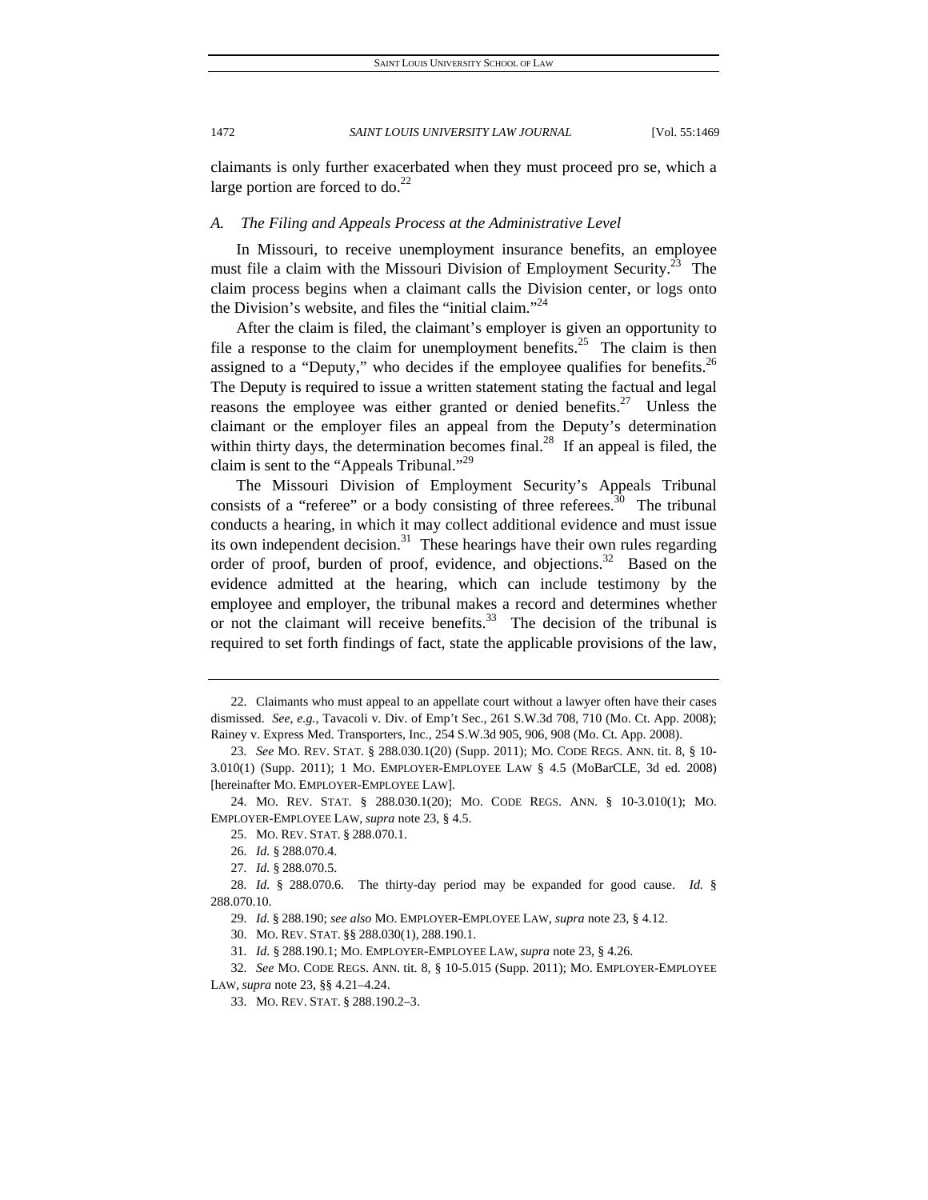claimants is only further exacerbated when they must proceed pro se, which a large portion are forced to do.[22]

### *A. The Filing and Appeals Process at the Administrative Level*

In Missouri, to receive unemployment insurance benefits, an employee must file a claim with the Missouri Division of Employment Security.[23] The claim process begins when a claimant calls the Division center, or logs onto the Division's website, and files the "initial claim."[24]

After the claim is filed, the claimant's employer is given an opportunity to file a response to the claim for unemployment benefits.[25] The claim is then assigned to a "Deputy," who decides if the employee qualifies for benefits.[26] The Deputy is required to issue a written statement stating the factual and legal reasons the employee was either granted or denied benefits.[27] Unless the claimant or the employer files an appeal from the Deputy's determination within thirty days, the determination becomes final.[28] If an appeal is filed, the claim is sent to the "Appeals Tribunal."[29]

The Missouri Division of Employment Security's Appeals Tribunal consists of a "referee" or a body consisting of three referees.[30] The tribunal conducts a hearing, in which it may collect additional evidence and must issue its own independent decision.[31] These hearings have their own rules regarding order of proof, burden of proof, evidence, and objections.[32] Based on the evidence admitted at the hearing, which can include testimony by the employee and employer, the tribunal makes a record and determines whether or not the claimant will receive benefits.[33] The decision of the tribunal is required to set forth findings of fact, state the applicable provisions of the law,

---

22. Claimants who must appeal to an appellate court without a lawyer often have their cases dismissed. *See, e.g.*, Tavacoli v. Div. of Emp't Sec., 261 S.W.3d 708, 710 (Mo. Ct. App. 2008); Rainey v. Express Med. Transporters, Inc., 254 S.W.3d 905, 906, 908 (Mo. Ct. App. 2008).

23. *See* MO. REV. STAT. § 288.030.1(20) (Supp. 2011); MO. CODE REGS. ANN. tit. 8, § 10-3.010(1) (Supp. 2011); 1 MO. EMPLOYER-EMPLOYEE LAW § 4.5 (MoBarCLE, 3d ed. 2008) [hereinafter MO. EMPLOYER-EMPLOYEE LAW].

24. MO. REV. STAT. § 288.030.1(20); MO. CODE REGS. ANN. § 10-3.010(1); MO. EMPLOYER-EMPLOYEE LAW, *supra* note 23, § 4.5.

25. MO. REV. STAT. § 288.070.1.

26. *Id.* § 288.070.4.

27. *Id.* § 288.070.5.

28. *Id.* § 288.070.6. The thirty-day period may be expanded for good cause. *Id.* § 288.070.10.

29. *Id.* § 288.190; *see also* MO. EMPLOYER-EMPLOYEE LAW, *supra* note 23, § 4.12.

30. MO. REV. STAT. §§ 288.030(1), 288.190.1.

31. *Id.* § 288.190.1; MO. EMPLOYER-EMPLOYEE LAW, *supra* note 23, § 4.26.

32. *See* MO. CODE REGS. ANN. tit. 8, § 10-5.015 (Supp. 2011); MO. EMPLOYER-EMPLOYEE LAW, *supra* note 23, §§ 4.21–4.24.

33. MO. REV. STAT. § 288.190.2–3.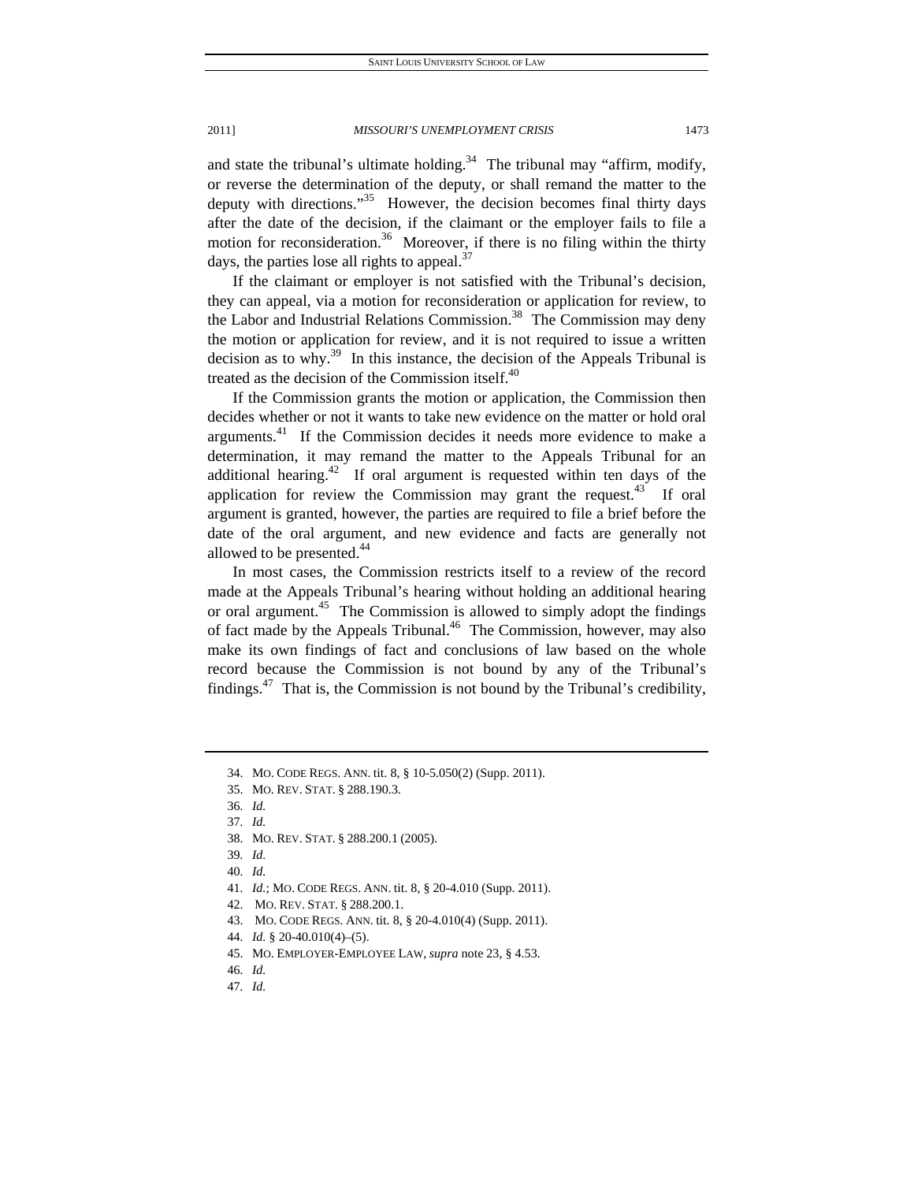and state the tribunal's ultimate holding.[34] The tribunal may "affirm, modify, or reverse the determination of the deputy, or shall remand the matter to the deputy with directions."[35] However, the decision becomes final thirty days after the date of the decision, if the claimant or the employer fails to file a motion for reconsideration.[36] Moreover, if there is no filing within the thirty days, the parties lose all rights to appeal.[37]

If the claimant or employer is not satisfied with the Tribunal's decision, they can appeal, via a motion for reconsideration or application for review, to the Labor and Industrial Relations Commission.[38] The Commission may deny the motion or application for review, and it is not required to issue a written decision as to why.[39] In this instance, the decision of the Appeals Tribunal is treated as the decision of the Commission itself.[40]

If the Commission grants the motion or application, the Commission then decides whether or not it wants to take new evidence on the matter or hold oral arguments.[41] If the Commission decides it needs more evidence to make a determination, it may remand the matter to the Appeals Tribunal for an additional hearing.[42] If oral argument is requested within ten days of the application for review the Commission may grant the request.[43] If oral argument is granted, however, the parties are required to file a brief before the date of the oral argument, and new evidence and facts are generally not allowed to be presented.[44]

In most cases, the Commission restricts itself to a review of the record made at the Appeals Tribunal's hearing without holding an additional hearing or oral argument.[45] The Commission is allowed to simply adopt the findings of fact made by the Appeals Tribunal.[46] The Commission, however, may also make its own findings of fact and conclusions of law based on the whole record because the Commission is not bound by any of the Tribunal's findings.[47] That is, the Commission is not bound by the Tribunal's credibility,

---

34. MO. CODE REGS. ANN. tit. 8, § 10-5.050(2) (Supp. 2011).
35. MO. REV. STAT. § 288.190.3.
36. *Id.*
37. *Id.*
38. MO. REV. STAT. § 288.200.1 (2005).
39. *Id.*
40. *Id.*
41. *Id.*; MO. CODE REGS. ANN. tit. 8, § 20-4.010 (Supp. 2011).
42. MO. REV. STAT. § 288.200.1.
43. MO. CODE REGS. ANN. tit. 8, § 20-4.010(4) (Supp. 2011).
44. *Id.* § 20-40.010(4)–(5).
45. MO. EMPLOYER-EMPLOYEE LAW, *supra* note 23, § 4.53.
46. *Id.*
47. *Id.*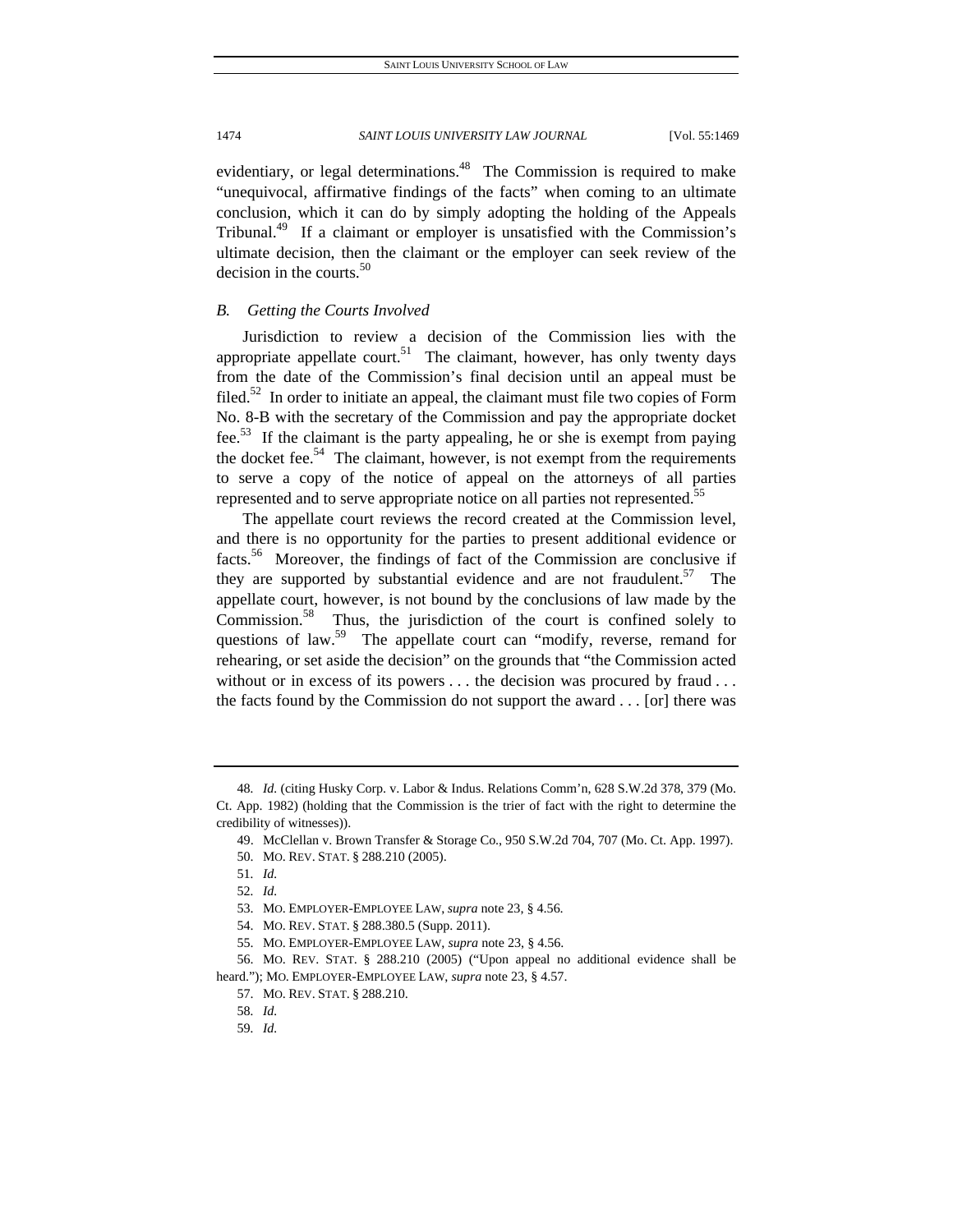evidentiary, or legal determinations.[48] The Commission is required to make "unequivocal, affirmative findings of the facts" when coming to an ultimate conclusion, which it can do by simply adopting the holding of the Appeals Tribunal.[49] If a claimant or employer is unsatisfied with the Commission's ultimate decision, then the claimant or the employer can seek review of the decision in the courts.[50]

### *B. Getting the Courts Involved*

Jurisdiction to review a decision of the Commission lies with the appropriate appellate court.[51] The claimant, however, has only twenty days from the date of the Commission's final decision until an appeal must be filed.[52] In order to initiate an appeal, the claimant must file two copies of Form No. 8-B with the secretary of the Commission and pay the appropriate docket fee.[53] If the claimant is the party appealing, he or she is exempt from paying the docket fee.[54] The claimant, however, is not exempt from the requirements to serve a copy of the notice of appeal on the attorneys of all parties represented and to serve appropriate notice on all parties not represented.[55]

The appellate court reviews the record created at the Commission level, and there is no opportunity for the parties to present additional evidence or facts.[56] Moreover, the findings of fact of the Commission are conclusive if they are supported by substantial evidence and are not fraudulent.[57] The appellate court, however, is not bound by the conclusions of law made by the Commission.[58] Thus, the jurisdiction of the court is confined solely to questions of law.[59] The appellate court can "modify, reverse, remand for rehearing, or set aside the decision" on the grounds that "the Commission acted without or in excess of its powers . . . the decision was procured by fraud . . . the facts found by the Commission do not support the award . . . [or] there was

---

48. *Id.* (citing Husky Corp. v. Labor & Indus. Relations Comm'n, 628 S.W.2d 378, 379 (Mo. Ct. App. 1982) (holding that the Commission is the trier of fact with the right to determine the credibility of witnesses)).

49. McClellan v. Brown Transfer & Storage Co., 950 S.W.2d 704, 707 (Mo. Ct. App. 1997).

50. MO. REV. STAT. § 288.210 (2005).

51. *Id.*

52. *Id.*

53. MO. EMPLOYER-EMPLOYEE LAW, *supra* note 23, § 4.56.

54. MO. REV. STAT. § 288.380.5 (Supp. 2011).

55. MO. EMPLOYER-EMPLOYEE LAW, *supra* note 23, § 4.56.

56. MO. REV. STAT. § 288.210 (2005) ("Upon appeal no additional evidence shall be heard."); MO. EMPLOYER-EMPLOYEE LAW, *supra* note 23, § 4.57.

57. MO. REV. STAT. § 288.210.

58. *Id.*

59. *Id.*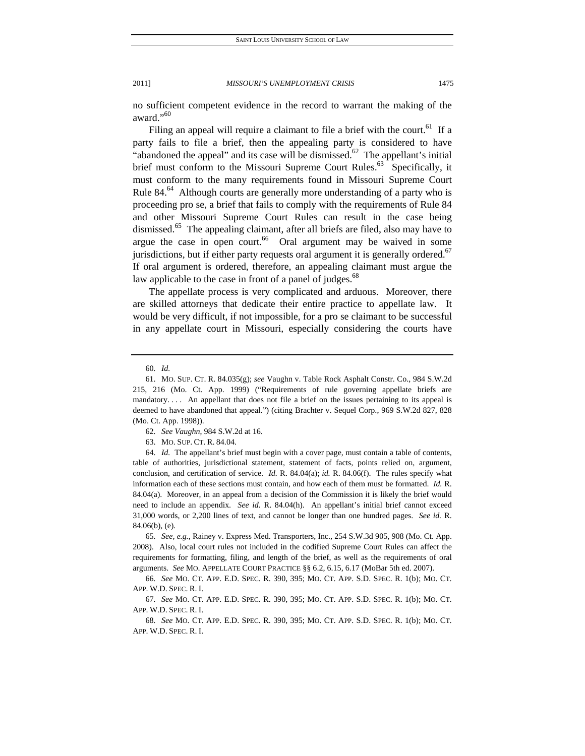no sufficient competent evidence in the record to warrant the making of the award."[60]

Filing an appeal will require a claimant to file a brief with the court.[61] If a party fails to file a brief, then the appealing party is considered to have "abandoned the appeal" and its case will be dismissed.[62] The appellant's initial brief must conform to the Missouri Supreme Court Rules.[63] Specifically, it must conform to the many requirements found in Missouri Supreme Court Rule 84.[64] Although courts are generally more understanding of a party who is proceeding pro se, a brief that fails to comply with the requirements of Rule 84 and other Missouri Supreme Court Rules can result in the case being dismissed.[65] The appealing claimant, after all briefs are filed, also may have to argue the case in open court.[66] Oral argument may be waived in some jurisdictions, but if either party requests oral argument it is generally ordered.[67] If oral argument is ordered, therefore, an appealing claimant must argue the law applicable to the case in front of a panel of judges.[68]

The appellate process is very complicated and arduous. Moreover, there are skilled attorneys that dedicate their entire practice to appellate law. It would be very difficult, if not impossible, for a pro se claimant to be successful in any appellate court in Missouri, especially considering the courts have

---

60. *Id.*

61. MO. SUP. CT. R. 84.035(g); *see* Vaughn v. Table Rock Asphalt Constr. Co., 984 S.W.2d 215, 216 (Mo. Ct. App. 1999) ("Requirements of rule governing appellate briefs are mandatory. . . . An appellant that does not file a brief on the issues pertaining to its appeal is deemed to have abandoned that appeal.") (citing Brachter v. Sequel Corp., 969 S.W.2d 827, 828 (Mo. Ct. App. 1998)).

62. *See Vaughn*, 984 S.W.2d at 16.

63. MO. SUP. CT. R. 84.04.

64. *Id.* The appellant's brief must begin with a cover page, must contain a table of contents, table of authorities, jurisdictional statement, statement of facts, points relied on, argument, conclusion, and certification of service. *Id.* R. 84.04(a); *id.* R. 84.06(f). The rules specify what information each of these sections must contain, and how each of them must be formatted. *Id.* R. 84.04(a). Moreover, in an appeal from a decision of the Commission it is likely the brief would need to include an appendix. *See id.* R. 84.04(h). An appellant's initial brief cannot exceed 31,000 words, or 2,200 lines of text, and cannot be longer than one hundred pages. *See id.* R. 84.06(b), (e).

65. *See, e.g.*, Rainey v. Express Med. Transporters, Inc., 254 S.W.3d 905, 908 (Mo. Ct. App. 2008). Also, local court rules not included in the codified Supreme Court Rules can affect the requirements for formatting, filing, and length of the brief, as well as the requirements of oral arguments. *See* MO. APPELLATE COURT PRACTICE §§ 6.2, 6.15, 6.17 (MoBar 5th ed. 2007).

66. *See* MO. CT. APP. E.D. SPEC. R. 390, 395; MO. CT. APP. S.D. SPEC. R. 1(b); MO. CT. APP. W.D. SPEC. R. I.

67. *See* MO. CT. APP. E.D. SPEC. R. 390, 395; MO. CT. APP. S.D. SPEC. R. 1(b); MO. CT. APP. W.D. SPEC. R. I.

68. *See* MO. CT. APP. E.D. SPEC. R. 390, 395; MO. CT. APP. S.D. SPEC. R. 1(b); MO. CT. APP. W.D. SPEC. R. I.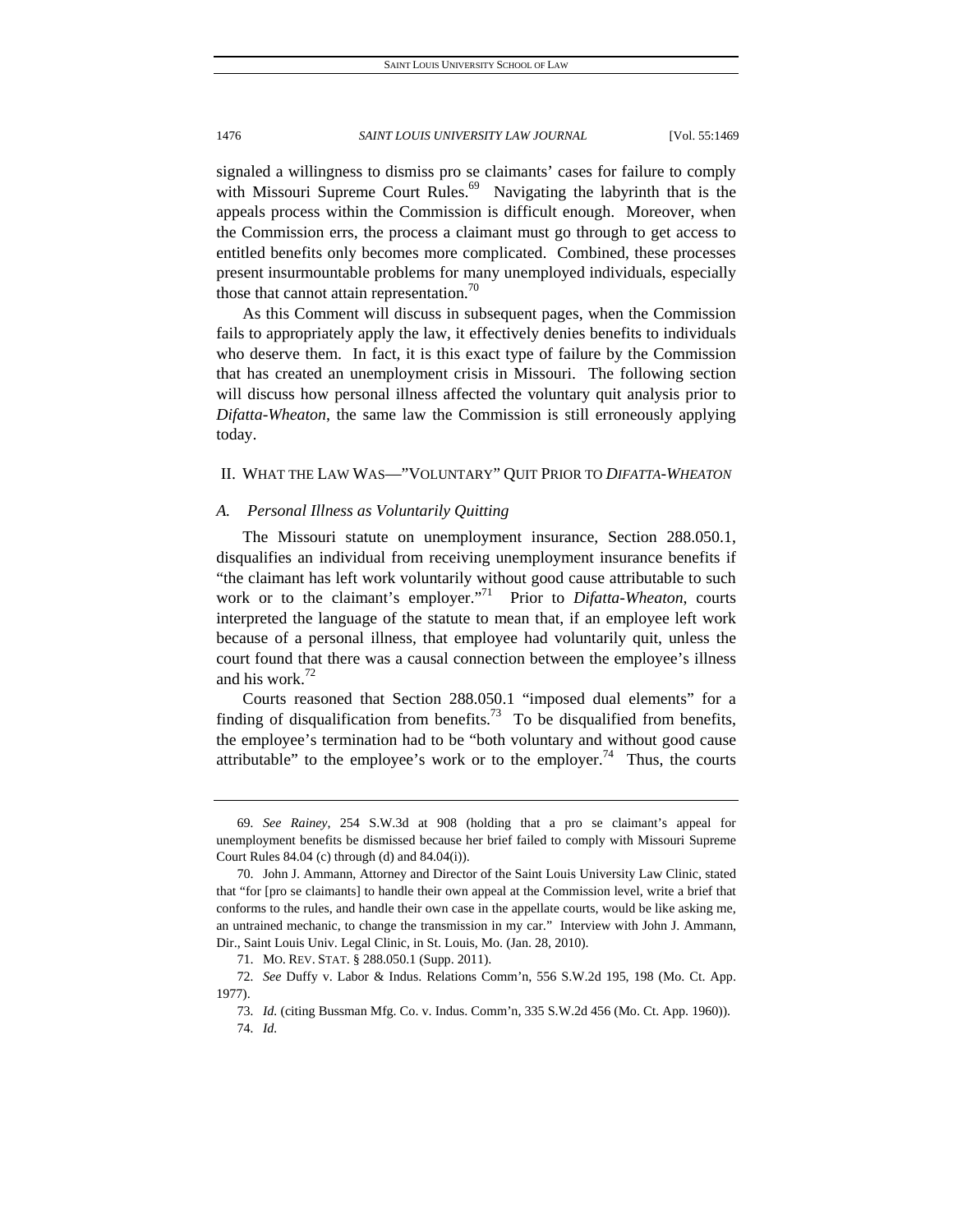signaled a willingness to dismiss pro se claimants' cases for failure to comply with Missouri Supreme Court Rules.[69] Navigating the labyrinth that is the appeals process within the Commission is difficult enough. Moreover, when the Commission errs, the process a claimant must go through to get access to entitled benefits only becomes more complicated. Combined, these processes present insurmountable problems for many unemployed individuals, especially those that cannot attain representation.[70]

As this Comment will discuss in subsequent pages, when the Commission fails to appropriately apply the law, it effectively denies benefits to individuals who deserve them. In fact, it is this exact type of failure by the Commission that has created an unemployment crisis in Missouri. The following section will discuss how personal illness affected the voluntary quit analysis prior to *Difatta-Wheaton*, the same law the Commission is still erroneously applying today.

## II. WHAT THE LAW WAS—"VOLUNTARY" QUIT PRIOR TO *DIFATTA-WHEATON*

### *A. Personal Illness as Voluntarily Quitting*

The Missouri statute on unemployment insurance, Section 288.050.1, disqualifies an individual from receiving unemployment insurance benefits if "the claimant has left work voluntarily without good cause attributable to such work or to the claimant's employer."[71] Prior to *Difatta-Wheaton*, courts interpreted the language of the statute to mean that, if an employee left work because of a personal illness, that employee had voluntarily quit, unless the court found that there was a causal connection between the employee's illness and his work.[72]

Courts reasoned that Section 288.050.1 "imposed dual elements" for a finding of disqualification from benefits.[73] To be disqualified from benefits, the employee's termination had to be "both voluntary and without good cause attributable" to the employee's work or to the employer.[74] Thus, the courts

---

69. *See Rainey*, 254 S.W.3d at 908 (holding that a pro se claimant's appeal for unemployment benefits be dismissed because her brief failed to comply with Missouri Supreme Court Rules 84.04 (c) through (d) and 84.04(i)).

70. John J. Ammann, Attorney and Director of the Saint Louis University Law Clinic, stated that "for [pro se claimants] to handle their own appeal at the Commission level, write a brief that conforms to the rules, and handle their own case in the appellate courts, would be like asking me, an untrained mechanic, to change the transmission in my car." Interview with John J. Ammann, Dir., Saint Louis Univ. Legal Clinic, in St. Louis, Mo. (Jan. 28, 2010).

71. MO. REV. STAT. § 288.050.1 (Supp. 2011).

72. *See* Duffy v. Labor & Indus. Relations Comm'n, 556 S.W.2d 195, 198 (Mo. Ct. App. 1977).

73. *Id.* (citing Bussman Mfg. Co. v. Indus. Comm'n, 335 S.W.2d 456 (Mo. Ct. App. 1960)).

74. *Id.*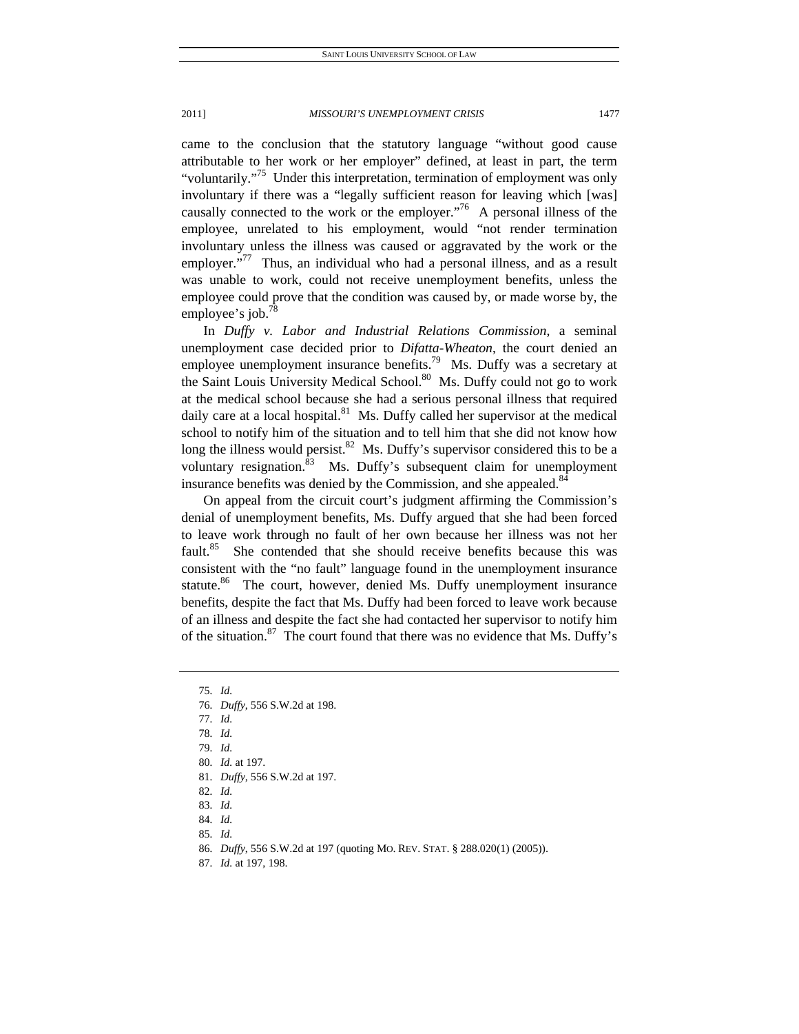came to the conclusion that the statutory language "without good cause attributable to her work or her employer" defined, at least in part, the term "voluntarily."[75] Under this interpretation, termination of employment was only involuntary if there was a "legally sufficient reason for leaving which [was] causally connected to the work or the employer."[76] A personal illness of the employee, unrelated to his employment, would "not render termination involuntary unless the illness was caused or aggravated by the work or the employer."[77] Thus, an individual who had a personal illness, and as a result was unable to work, could not receive unemployment benefits, unless the employee could prove that the condition was caused by, or made worse by, the employee's job.[78]

In *Duffy v. Labor and Industrial Relations Commission*, a seminal unemployment case decided prior to *Difatta-Wheaton*, the court denied an employee unemployment insurance benefits.[79] Ms. Duffy was a secretary at the Saint Louis University Medical School.[80] Ms. Duffy could not go to work at the medical school because she had a serious personal illness that required daily care at a local hospital.[81] Ms. Duffy called her supervisor at the medical school to notify him of the situation and to tell him that she did not know how long the illness would persist.[82] Ms. Duffy's supervisor considered this to be a voluntary resignation.[83] Ms. Duffy's subsequent claim for unemployment insurance benefits was denied by the Commission, and she appealed.[84]

On appeal from the circuit court's judgment affirming the Commission's denial of unemployment benefits, Ms. Duffy argued that she had been forced to leave work through no fault of her own because her illness was not her fault.[85] She contended that she should receive benefits because this was consistent with the "no fault" language found in the unemployment insurance statute.[86] The court, however, denied Ms. Duffy unemployment insurance benefits, despite the fact that Ms. Duffy had been forced to leave work because of an illness and despite the fact she had contacted her supervisor to notify him of the situation.[87] The court found that there was no evidence that Ms. Duffy's

---

75. *Id.*
76. *Duffy*, 556 S.W.2d at 198.
77. *Id.*
78. *Id.*
79. *Id.*
80. *Id.* at 197.
81. *Duffy*, 556 S.W.2d at 197.
82. *Id.*
83. *Id.*
84. *Id.*
85. *Id.*
86. *Duffy*, 556 S.W.2d at 197 (quoting MO. REV. STAT. § 288.020(1) (2005)).
87. *Id.* at 197, 198.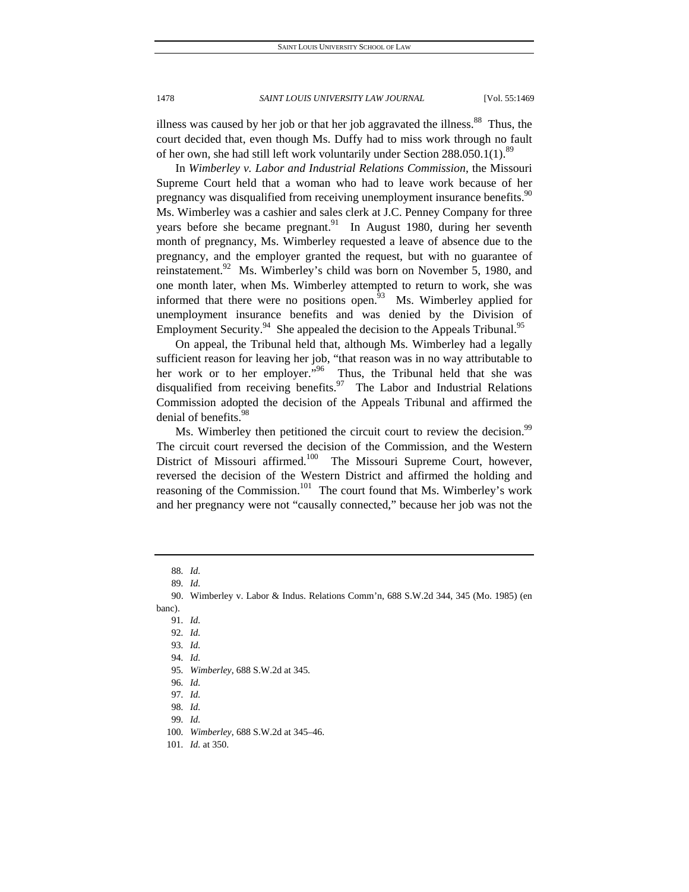illness was caused by her job or that her job aggravated the illness.[88] Thus, the court decided that, even though Ms. Duffy had to miss work through no fault of her own, she had still left work voluntarily under Section 288.050.1(1).[89]

In *Wimberley v. Labor and Industrial Relations Commission*, the Missouri Supreme Court held that a woman who had to leave work because of her pregnancy was disqualified from receiving unemployment insurance benefits.[90] Ms. Wimberley was a cashier and sales clerk at J.C. Penney Company for three years before she became pregnant.[91] In August 1980, during her seventh month of pregnancy, Ms. Wimberley requested a leave of absence due to the pregnancy, and the employer granted the request, but with no guarantee of reinstatement.[92] Ms. Wimberley's child was born on November 5, 1980, and one month later, when Ms. Wimberley attempted to return to work, she was informed that there were no positions open.[93] Ms. Wimberley applied for unemployment insurance benefits and was denied by the Division of Employment Security.[94] She appealed the decision to the Appeals Tribunal.[95]

On appeal, the Tribunal held that, although Ms. Wimberley had a legally sufficient reason for leaving her job, "that reason was in no way attributable to her work or to her employer."[96] Thus, the Tribunal held that she was disqualified from receiving benefits.[97] The Labor and Industrial Relations Commission adopted the decision of the Appeals Tribunal and affirmed the denial of benefits.[98]

Ms. Wimberley then petitioned the circuit court to review the decision.[99] The circuit court reversed the decision of the Commission, and the Western District of Missouri affirmed.[100] The Missouri Supreme Court, however, reversed the decision of the Western District and affirmed the holding and reasoning of the Commission.[101] The court found that Ms. Wimberley's work and her pregnancy were not "causally connected," because her job was not the

---

88. *Id.*
89. *Id.*
90. Wimberley v. Labor & Indus. Relations Comm'n, 688 S.W.2d 344, 345 (Mo. 1985) (en banc).
91. *Id.*
92. *Id.*
93. *Id.*
94. *Id.*
95. *Wimberley*, 688 S.W.2d at 345.
96. *Id.*
97. *Id.*
98. *Id.*
99. *Id.*
100. *Wimberley*, 688 S.W.2d at 345–46.
101. *Id.* at 350.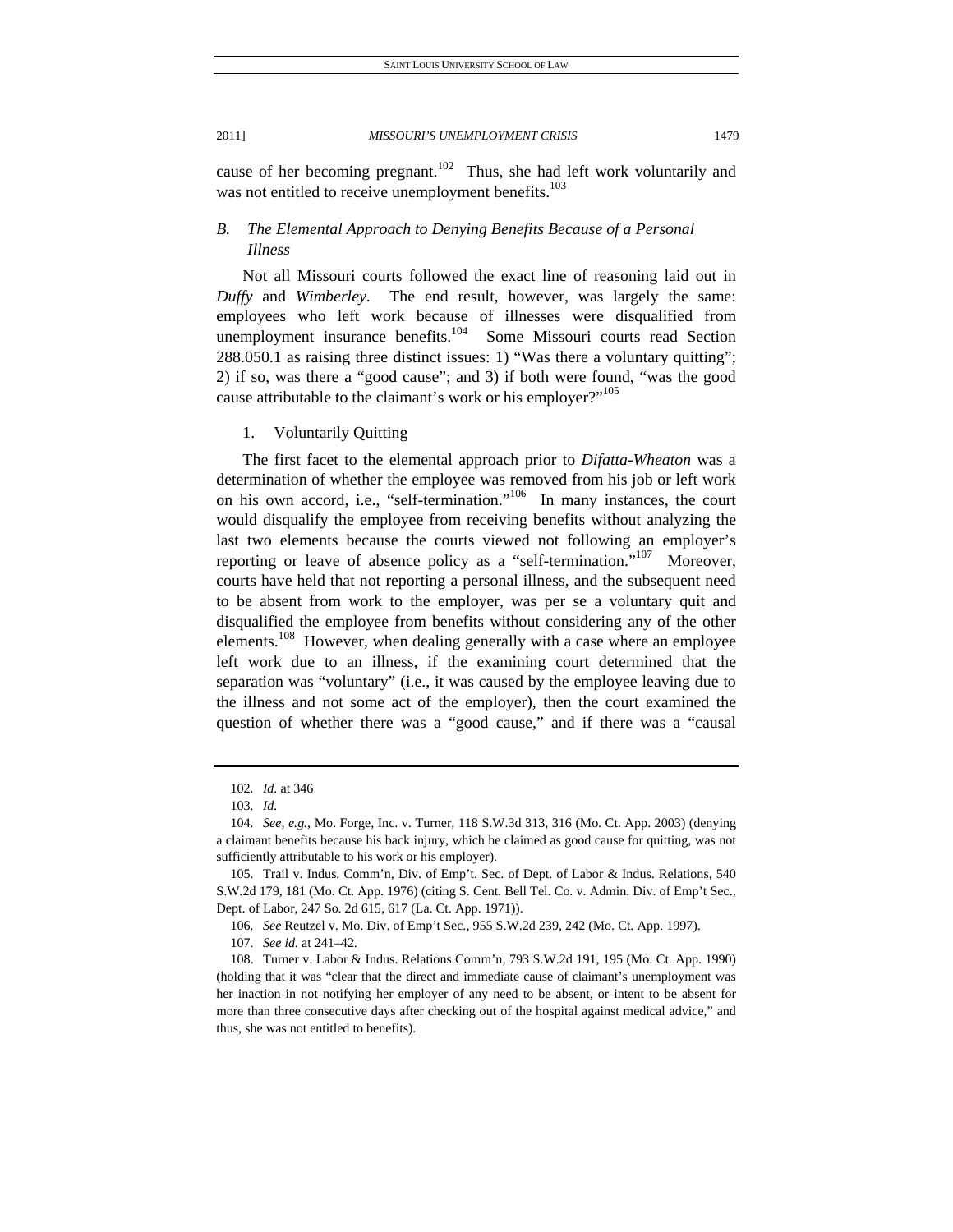cause of her becoming pregnant.[102] Thus, she had left work voluntarily and was not entitled to receive unemployment benefits.[103]

### *B. The Elemental Approach to Denying Benefits Because of a Personal Illness*

Not all Missouri courts followed the exact line of reasoning laid out in *Duffy* and *Wimberley*. The end result, however, was largely the same: employees who left work because of illnesses were disqualified from unemployment insurance benefits.[104] Some Missouri courts read Section 288.050.1 as raising three distinct issues: 1) "Was there a voluntary quitting"; 2) if so, was there a "good cause"; and 3) if both were found, "was the good cause attributable to the claimant's work or his employer?"[105]

#### 1. Voluntarily Quitting

The first facet to the elemental approach prior to *Difatta-Wheaton* was a determination of whether the employee was removed from his job or left work on his own accord, i.e., "self-termination."[106] In many instances, the court would disqualify the employee from receiving benefits without analyzing the last two elements because the courts viewed not following an employer's reporting or leave of absence policy as a "self-termination."[107] Moreover, courts have held that not reporting a personal illness, and the subsequent need to be absent from work to the employer, was per se a voluntary quit and disqualified the employee from benefits without considering any of the other elements.[108] However, when dealing generally with a case where an employee left work due to an illness, if the examining court determined that the separation was "voluntary" (i.e., it was caused by the employee leaving due to the illness and not some act of the employer), then the court examined the question of whether there was a "good cause," and if there was a "causal

---

102. *Id.* at 346

103. *Id.*

104. *See, e.g.*, Mo. Forge, Inc. v. Turner, 118 S.W.3d 313, 316 (Mo. Ct. App. 2003) (denying a claimant benefits because his back injury, which he claimed as good cause for quitting, was not sufficiently attributable to his work or his employer).

105. Trail v. Indus. Comm'n, Div. of Emp't. Sec. of Dept. of Labor & Indus. Relations, 540 S.W.2d 179, 181 (Mo. Ct. App. 1976) (citing S. Cent. Bell Tel. Co. v. Admin. Div. of Emp't Sec., Dept. of Labor, 247 So. 2d 615, 617 (La. Ct. App. 1971)).

106. *See* Reutzel v. Mo. Div. of Emp't Sec., 955 S.W.2d 239, 242 (Mo. Ct. App. 1997).

107. *See id.* at 241–42.

108. Turner v. Labor & Indus. Relations Comm'n, 793 S.W.2d 191, 195 (Mo. Ct. App. 1990) (holding that it was "clear that the direct and immediate cause of claimant's unemployment was her inaction in not notifying her employer of any need to be absent, or intent to be absent for more than three consecutive days after checking out of the hospital against medical advice," and thus, she was not entitled to benefits).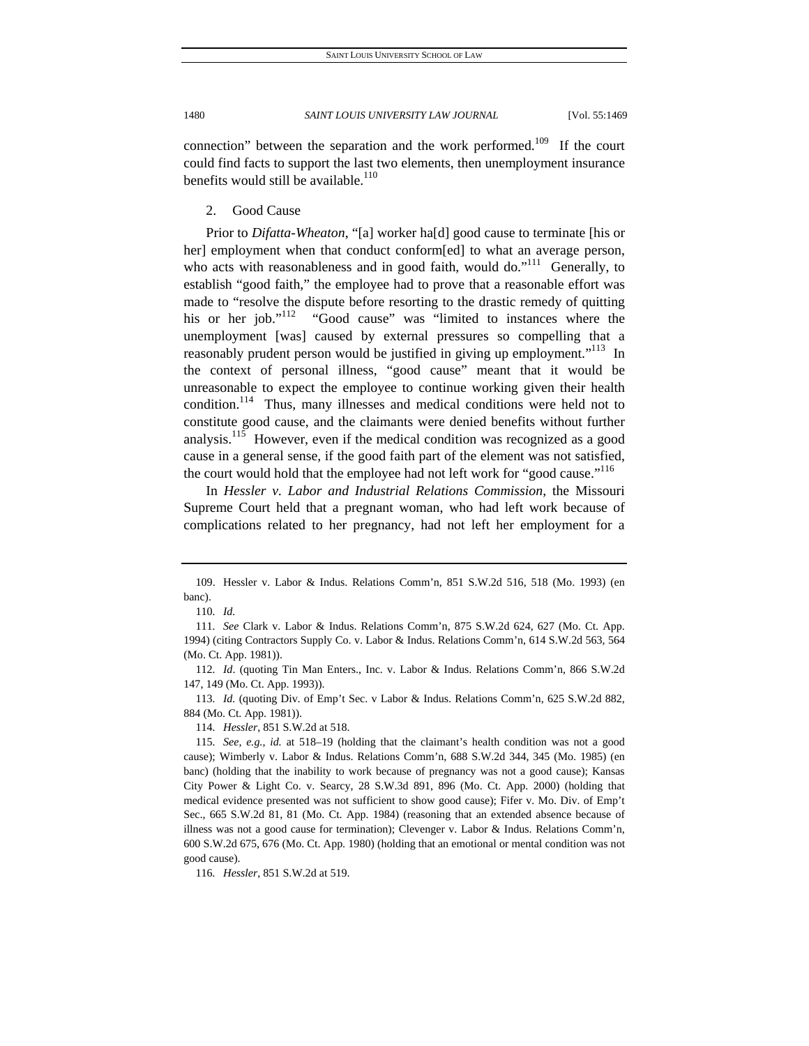connection" between the separation and the work performed.[109] If the court could find facts to support the last two elements, then unemployment insurance benefits would still be available.[110]

### 2. Good Cause

Prior to *Difatta-Wheaton*, "[a] worker ha[d] good cause to terminate [his or her] employment when that conduct conform[ed] to what an average person, who acts with reasonableness and in good faith, would do."[111] Generally, to establish "good faith," the employee had to prove that a reasonable effort was made to "resolve the dispute before resorting to the drastic remedy of quitting his or her job."[112] "Good cause" was "limited to instances where the unemployment [was] caused by external pressures so compelling that a reasonably prudent person would be justified in giving up employment."[113] In the context of personal illness, "good cause" meant that it would be unreasonable to expect the employee to continue working given their health condition.[114] Thus, many illnesses and medical conditions were held not to constitute good cause, and the claimants were denied benefits without further analysis.[115] However, even if the medical condition was recognized as a good cause in a general sense, if the good faith part of the element was not satisfied, the court would hold that the employee had not left work for "good cause."[116]

In *Hessler v. Labor and Industrial Relations Commission*, the Missouri Supreme Court held that a pregnant woman, who had left work because of complications related to her pregnancy, had not left her employment for a

---

109. Hessler v. Labor & Indus. Relations Comm'n, 851 S.W.2d 516, 518 (Mo. 1993) (en banc).

110. *Id.*

111. *See* Clark v. Labor & Indus. Relations Comm'n, 875 S.W.2d 624, 627 (Mo. Ct. App. 1994) (citing Contractors Supply Co. v. Labor & Indus. Relations Comm'n, 614 S.W.2d 563, 564 (Mo. Ct. App. 1981)).

112. *Id*. (quoting Tin Man Enters., Inc. v. Labor & Indus. Relations Comm'n, 866 S.W.2d 147, 149 (Mo. Ct. App. 1993)).

113. *Id.* (quoting Div. of Emp't Sec. v Labor & Indus. Relations Comm'n, 625 S.W.2d 882, 884 (Mo. Ct. App. 1981)).

114. *Hessler*, 851 S.W.2d at 518.

115. *See, e.g.*, *id.* at 518–19 (holding that the claimant's health condition was not a good cause); Wimberly v. Labor & Indus. Relations Comm'n, 688 S.W.2d 344, 345 (Mo. 1985) (en banc) (holding that the inability to work because of pregnancy was not a good cause); Kansas City Power & Light Co. v. Searcy, 28 S.W.3d 891, 896 (Mo. Ct. App. 2000) (holding that medical evidence presented was not sufficient to show good cause); Fifer v. Mo. Div. of Emp't Sec., 665 S.W.2d 81, 81 (Mo. Ct. App. 1984) (reasoning that an extended absence because of illness was not a good cause for termination); Clevenger v. Labor & Indus. Relations Comm'n, 600 S.W.2d 675, 676 (Mo. Ct. App. 1980) (holding that an emotional or mental condition was not good cause).

116. *Hessler*, 851 S.W.2d at 519.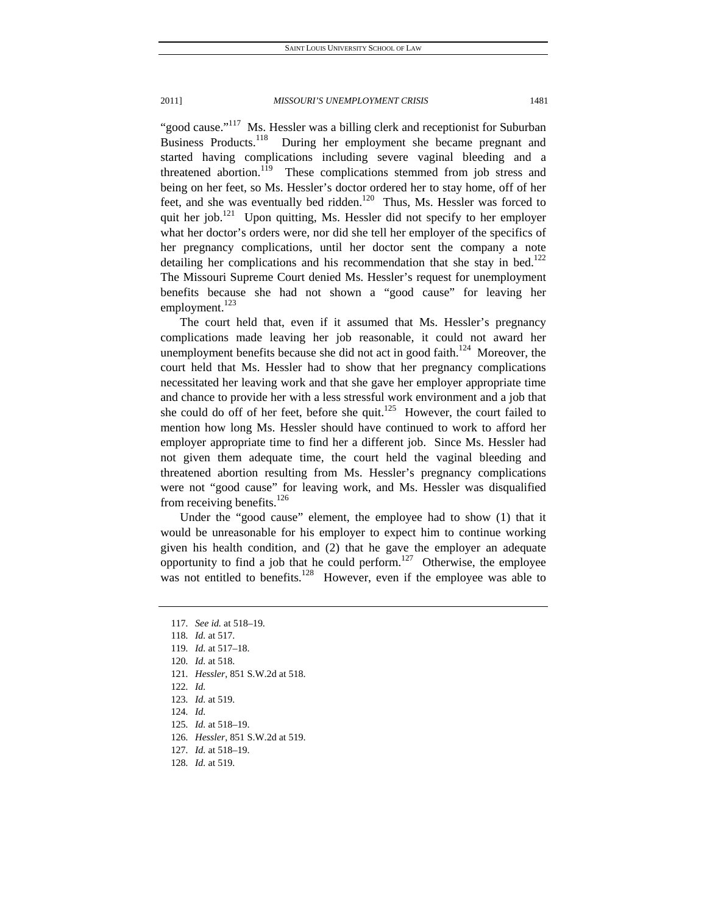"good cause."[117] Ms. Hessler was a billing clerk and receptionist for Suburban Business Products.[118] During her employment she became pregnant and started having complications including severe vaginal bleeding and a threatened abortion.[119] These complications stemmed from job stress and being on her feet, so Ms. Hessler's doctor ordered her to stay home, off of her feet, and she was eventually bed ridden.[120] Thus, Ms. Hessler was forced to quit her job.[121] Upon quitting, Ms. Hessler did not specify to her employer what her doctor's orders were, nor did she tell her employer of the specifics of her pregnancy complications, until her doctor sent the company a note detailing her complications and his recommendation that she stay in bed.[122] The Missouri Supreme Court denied Ms. Hessler's request for unemployment benefits because she had not shown a "good cause" for leaving her employment.[123]

The court held that, even if it assumed that Ms. Hessler's pregnancy complications made leaving her job reasonable, it could not award her unemployment benefits because she did not act in good faith.[124] Moreover, the court held that Ms. Hessler had to show that her pregnancy complications necessitated her leaving work and that she gave her employer appropriate time and chance to provide her with a less stressful work environment and a job that she could do off of her feet, before she quit.[125] However, the court failed to mention how long Ms. Hessler should have continued to work to afford her employer appropriate time to find her a different job. Since Ms. Hessler had not given them adequate time, the court held the vaginal bleeding and threatened abortion resulting from Ms. Hessler's pregnancy complications were not "good cause" for leaving work, and Ms. Hessler was disqualified from receiving benefits.[126]

Under the "good cause" element, the employee had to show (1) that it would be unreasonable for his employer to expect him to continue working given his health condition, and (2) that he gave the employer an adequate opportunity to find a job that he could perform.[127] Otherwise, the employee was not entitled to benefits.[128] However, even if the employee was able to

117. *See id.* at 518–19.
118. *Id.* at 517.
119. *Id.* at 517–18.
120. *Id.* at 518.
121. *Hessler*, 851 S.W.2d at 518.
122. *Id.*
123. *Id.* at 519.
124. *Id.*
125. *Id.* at 518–19.
126. *Hessler*, 851 S.W.2d at 519.
127. *Id.* at 518–19.
128. *Id.* at 519.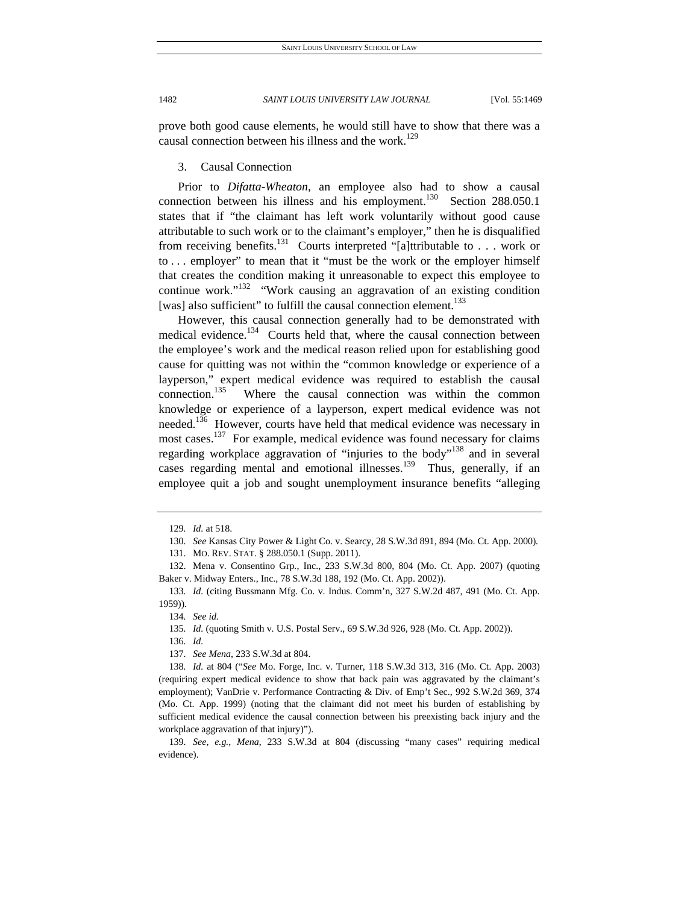prove both good cause elements, he would still have to show that there was a causal connection between his illness and the work.[129]

### 3. Causal Connection

Prior to *Difatta-Wheaton*, an employee also had to show a causal connection between his illness and his employment.[130] Section 288.050.1 states that if "the claimant has left work voluntarily without good cause attributable to such work or to the claimant's employer," then he is disqualified from receiving benefits.[131] Courts interpreted "[a]ttributable to . . . work or to . . . employer" to mean that it "must be the work or the employer himself that creates the condition making it unreasonable to expect this employee to continue work."[132] "Work causing an aggravation of an existing condition [was] also sufficient" to fulfill the causal connection element.[133]

However, this causal connection generally had to be demonstrated with medical evidence.[134] Courts held that, where the causal connection between the employee's work and the medical reason relied upon for establishing good cause for quitting was not within the "common knowledge or experience of a layperson," expert medical evidence was required to establish the causal connection.[135] Where the causal connection was within the common knowledge or experience of a layperson, expert medical evidence was not needed.[136] However, courts have held that medical evidence was necessary in most cases.[137] For example, medical evidence was found necessary for claims regarding workplace aggravation of "injuries to the body"[138] and in several cases regarding mental and emotional illnesses.[139] Thus, generally, if an employee quit a job and sought unemployment insurance benefits "alleging

---

129. *Id.* at 518.

130. *See* Kansas City Power & Light Co. v. Searcy, 28 S.W.3d 891, 894 (Mo. Ct. App. 2000).

131. MO. REV. STAT. § 288.050.1 (Supp. 2011).

132. Mena v. Consentino Grp., Inc., 233 S.W.3d 800, 804 (Mo. Ct. App. 2007) (quoting Baker v. Midway Enters., Inc., 78 S.W.3d 188, 192 (Mo. Ct. App. 2002)).

133. *Id.* (citing Bussmann Mfg. Co. v. Indus. Comm'n, 327 S.W.2d 487, 491 (Mo. Ct. App. 1959)).

134. *See id.*

135. *Id.* (quoting Smith v. U.S. Postal Serv., 69 S.W.3d 926, 928 (Mo. Ct. App. 2002)).

136. *Id.*

137. *See Mena*, 233 S.W.3d at 804.

138. *Id.* at 804 ("*See* Mo. Forge, Inc. v. Turner, 118 S.W.3d 313, 316 (Mo. Ct. App. 2003) (requiring expert medical evidence to show that back pain was aggravated by the claimant's employment); VanDrie v. Performance Contracting & Div. of Emp't Sec., 992 S.W.2d 369, 374 (Mo. Ct. App. 1999) (noting that the claimant did not meet his burden of establishing by sufficient medical evidence the causal connection between his preexisting back injury and the workplace aggravation of that injury)").

139. *See, e.g.*, *Mena*, 233 S.W.3d at 804 (discussing "many cases" requiring medical evidence).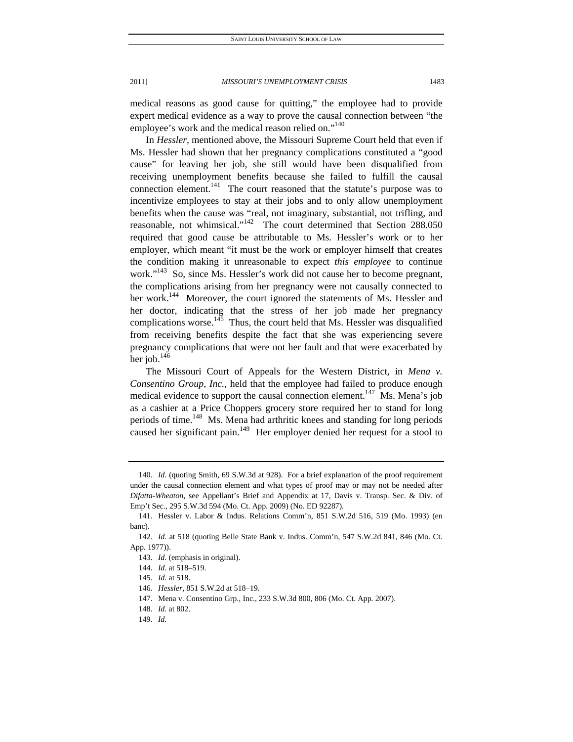medical reasons as good cause for quitting," the employee had to provide expert medical evidence as a way to prove the causal connection between "the employee's work and the medical reason relied on."[140]

In *Hessler*, mentioned above, the Missouri Supreme Court held that even if Ms. Hessler had shown that her pregnancy complications constituted a "good cause" for leaving her job, she still would have been disqualified from receiving unemployment benefits because she failed to fulfill the causal connection element.[141] The court reasoned that the statute's purpose was to incentivize employees to stay at their jobs and to only allow unemployment benefits when the cause was "real, not imaginary, substantial, not trifling, and reasonable, not whimsical."[142] The court determined that Section 288.050 required that good cause be attributable to Ms. Hessler's work or to her employer, which meant "it must be the work or employer himself that creates the condition making it unreasonable to expect *this employee* to continue work."[143] So, since Ms. Hessler's work did not cause her to become pregnant, the complications arising from her pregnancy were not causally connected to her work.[144] Moreover, the court ignored the statements of Ms. Hessler and her doctor, indicating that the stress of her job made her pregnancy complications worse.[145] Thus, the court held that Ms. Hessler was disqualified from receiving benefits despite the fact that she was experiencing severe pregnancy complications that were not her fault and that were exacerbated by her job.[146]

The Missouri Court of Appeals for the Western District, in *Mena v. Consentino Group, Inc.*, held that the employee had failed to produce enough medical evidence to support the causal connection element.[147] Ms. Mena's job as a cashier at a Price Choppers grocery store required her to stand for long periods of time.[148] Ms. Mena had arthritic knees and standing for long periods caused her significant pain.[149] Her employer denied her request for a stool to

---

140. *Id.* (quoting Smith, 69 S.W.3d at 928). For a brief explanation of the proof requirement under the causal connection element and what types of proof may or may not be needed after *Difatta-Wheaton*, see Appellant's Brief and Appendix at 17, Davis v. Transp. Sec. & Div. of Emp't Sec., 295 S.W.3d 594 (Mo. Ct. App. 2009) (No. ED 92287).

141. Hessler v. Labor & Indus. Relations Comm'n, 851 S.W.2d 516, 519 (Mo. 1993) (en banc).

142. *Id.* at 518 (quoting Belle State Bank v. Indus. Comm'n, 547 S.W.2d 841, 846 (Mo. Ct. App. 1977)).

143. *Id.* (emphasis in original).

144. *Id.* at 518–519.

145. *Id.* at 518.

146. *Hessler*, 851 S.W.2d at 518–19.

147. Mena v. Consentino Grp., Inc., 233 S.W.3d 800, 806 (Mo. Ct. App. 2007).

148. *Id.* at 802.

149. *Id.*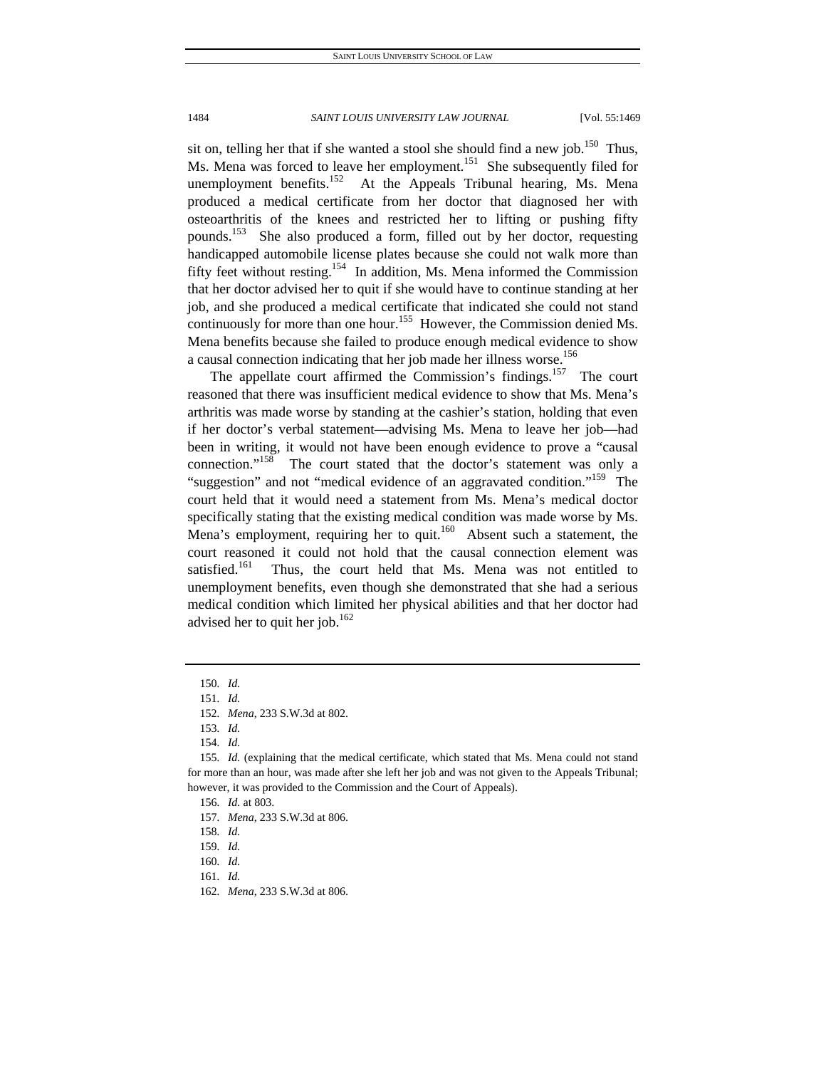sit on, telling her that if she wanted a stool she should find a new job.[150] Thus, Ms. Mena was forced to leave her employment.[151] She subsequently filed for unemployment benefits.[152] At the Appeals Tribunal hearing, Ms. Mena produced a medical certificate from her doctor that diagnosed her with osteoarthritis of the knees and restricted her to lifting or pushing fifty pounds.[153] She also produced a form, filled out by her doctor, requesting handicapped automobile license plates because she could not walk more than fifty feet without resting.[154] In addition, Ms. Mena informed the Commission that her doctor advised her to quit if she would have to continue standing at her job, and she produced a medical certificate that indicated she could not stand continuously for more than one hour.[155] However, the Commission denied Ms. Mena benefits because she failed to produce enough medical evidence to show a causal connection indicating that her job made her illness worse.[156]

The appellate court affirmed the Commission's findings.[157] The court reasoned that there was insufficient medical evidence to show that Ms. Mena's arthritis was made worse by standing at the cashier's station, holding that even if her doctor's verbal statement—advising Ms. Mena to leave her job—had been in writing, it would not have been enough evidence to prove a "causal connection."[158] The court stated that the doctor's statement was only a "suggestion" and not "medical evidence of an aggravated condition."[159] The court held that it would need a statement from Ms. Mena's medical doctor specifically stating that the existing medical condition was made worse by Ms. Mena's employment, requiring her to quit.[160] Absent such a statement, the court reasoned it could not hold that the causal connection element was satisfied.[161] Thus, the court held that Ms. Mena was not entitled to unemployment benefits, even though she demonstrated that she had a serious medical condition which limited her physical abilities and that her doctor had advised her to quit her job.[162]

---

150. *Id.*

151. *Id.*

152. *Mena*, 233 S.W.3d at 802.

153. *Id.*

154. *Id.*

155. *Id.* (explaining that the medical certificate, which stated that Ms. Mena could not stand for more than an hour, was made after she left her job and was not given to the Appeals Tribunal; however, it was provided to the Commission and the Court of Appeals).

156. *Id.* at 803.

157. *Mena*, 233 S.W.3d at 806.

158. *Id.*

159. *Id.*

160. *Id.*

161. *Id.*

162. *Mena*, 233 S.W.3d at 806.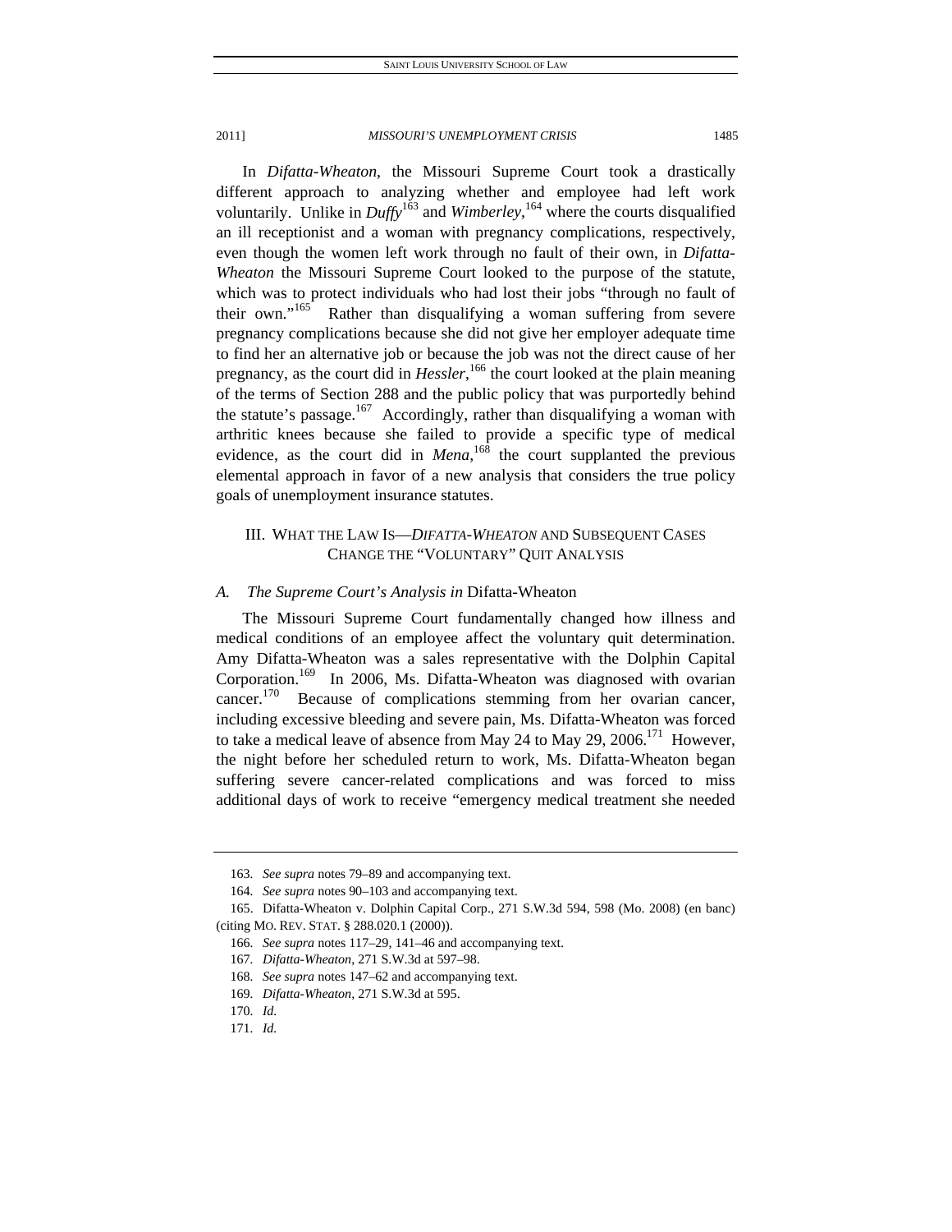In *Difatta-Wheaton*, the Missouri Supreme Court took a drastically different approach to analyzing whether and employee had left work voluntarily. Unlike in *Duffy*[163] and *Wimberley*,[164] where the courts disqualified an ill receptionist and a woman with pregnancy complications, respectively, even though the women left work through no fault of their own, in *Difatta-Wheaton* the Missouri Supreme Court looked to the purpose of the statute, which was to protect individuals who had lost their jobs "through no fault of their own."[165] Rather than disqualifying a woman suffering from severe pregnancy complications because she did not give her employer adequate time to find her an alternative job or because the job was not the direct cause of her pregnancy, as the court did in *Hessler*,[166] the court looked at the plain meaning of the terms of Section 288 and the public policy that was purportedly behind the statute's passage.[167] Accordingly, rather than disqualifying a woman with arthritic knees because she failed to provide a specific type of medical evidence, as the court did in *Mena*,[168] the court supplanted the previous elemental approach in favor of a new analysis that considers the true policy goals of unemployment insurance statutes.

## III. WHAT THE LAW IS—*DIFATTA-WHEATON* AND SUBSEQUENT CASES CHANGE THE "VOLUNTARY" QUIT ANALYSIS

### *A. The Supreme Court's Analysis in* Difatta-Wheaton

The Missouri Supreme Court fundamentally changed how illness and medical conditions of an employee affect the voluntary quit determination. Amy Difatta-Wheaton was a sales representative with the Dolphin Capital Corporation.[169] In 2006, Ms. Difatta-Wheaton was diagnosed with ovarian cancer.[170] Because of complications stemming from her ovarian cancer, including excessive bleeding and severe pain, Ms. Difatta-Wheaton was forced to take a medical leave of absence from May 24 to May 29, 2006.[171] However, the night before her scheduled return to work, Ms. Difatta-Wheaton began suffering severe cancer-related complications and was forced to miss additional days of work to receive "emergency medical treatment she needed

---

163. *See supra* notes 79–89 and accompanying text.

164. *See supra* notes 90–103 and accompanying text.

165. Difatta-Wheaton v. Dolphin Capital Corp., 271 S.W.3d 594, 598 (Mo. 2008) (en banc) (citing MO. REV. STAT. § 288.020.1 (2000)).

166. *See supra* notes 117–29, 141–46 and accompanying text.

167. *Difatta-Wheaton*, 271 S.W.3d at 597–98.

168. *See supra* notes 147–62 and accompanying text.

169. *Difatta-Wheaton*, 271 S.W.3d at 595.

170. *Id.*

171. *Id.*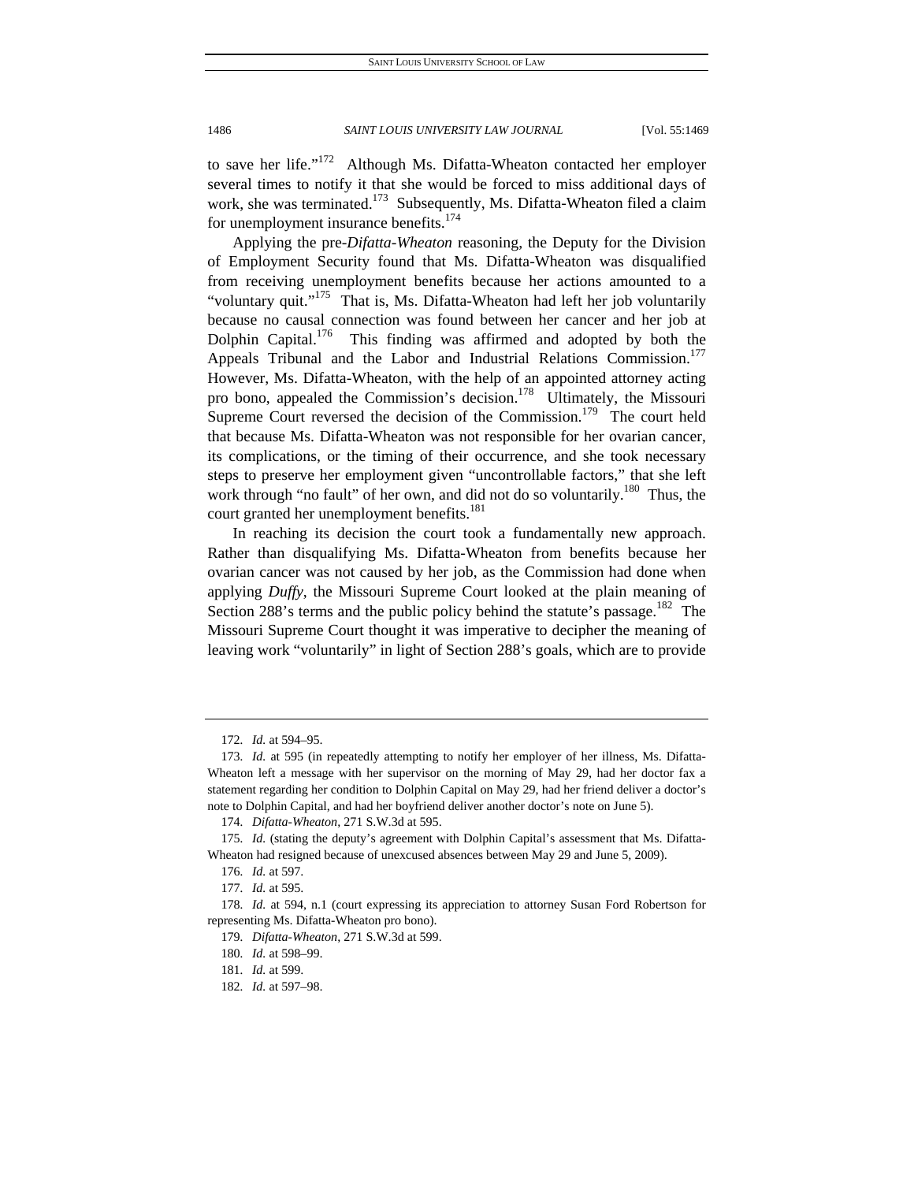to save her life."[172] Although Ms. Difatta-Wheaton contacted her employer several times to notify it that she would be forced to miss additional days of work, she was terminated.[173] Subsequently, Ms. Difatta-Wheaton filed a claim for unemployment insurance benefits.[174]

Applying the pre-*Difatta-Wheaton* reasoning, the Deputy for the Division of Employment Security found that Ms. Difatta-Wheaton was disqualified from receiving unemployment benefits because her actions amounted to a "voluntary quit."[175] That is, Ms. Difatta-Wheaton had left her job voluntarily because no causal connection was found between her cancer and her job at Dolphin Capital.[176] This finding was affirmed and adopted by both the Appeals Tribunal and the Labor and Industrial Relations Commission.[177] However, Ms. Difatta-Wheaton, with the help of an appointed attorney acting pro bono, appealed the Commission's decision.[178] Ultimately, the Missouri Supreme Court reversed the decision of the Commission.[179] The court held that because Ms. Difatta-Wheaton was not responsible for her ovarian cancer, its complications, or the timing of their occurrence, and she took necessary steps to preserve her employment given "uncontrollable factors," that she left work through "no fault" of her own, and did not do so voluntarily.[180] Thus, the court granted her unemployment benefits.[181]

In reaching its decision the court took a fundamentally new approach. Rather than disqualifying Ms. Difatta-Wheaton from benefits because her ovarian cancer was not caused by her job, as the Commission had done when applying *Duffy*, the Missouri Supreme Court looked at the plain meaning of Section 288's terms and the public policy behind the statute's passage.[182] The Missouri Supreme Court thought it was imperative to decipher the meaning of leaving work "voluntarily" in light of Section 288's goals, which are to provide

---

172. *Id.* at 594–95.

173. *Id.* at 595 (in repeatedly attempting to notify her employer of her illness, Ms. Difatta-Wheaton left a message with her supervisor on the morning of May 29, had her doctor fax a statement regarding her condition to Dolphin Capital on May 29, had her friend deliver a doctor's note to Dolphin Capital, and had her boyfriend deliver another doctor's note on June 5).

174. *Difatta-Wheaton*, 271 S.W.3d at 595.

175. *Id.* (stating the deputy's agreement with Dolphin Capital's assessment that Ms. Difatta-Wheaton had resigned because of unexcused absences between May 29 and June 5, 2009).

176. *Id.* at 597.

177. *Id.* at 595.

178. *Id.* at 594, n.1 (court expressing its appreciation to attorney Susan Ford Robertson for representing Ms. Difatta-Wheaton pro bono).

179. *Difatta-Wheaton*, 271 S.W.3d at 599.

180. *Id.* at 598–99.

181. *Id.* at 599.

182. *Id.* at 597–98.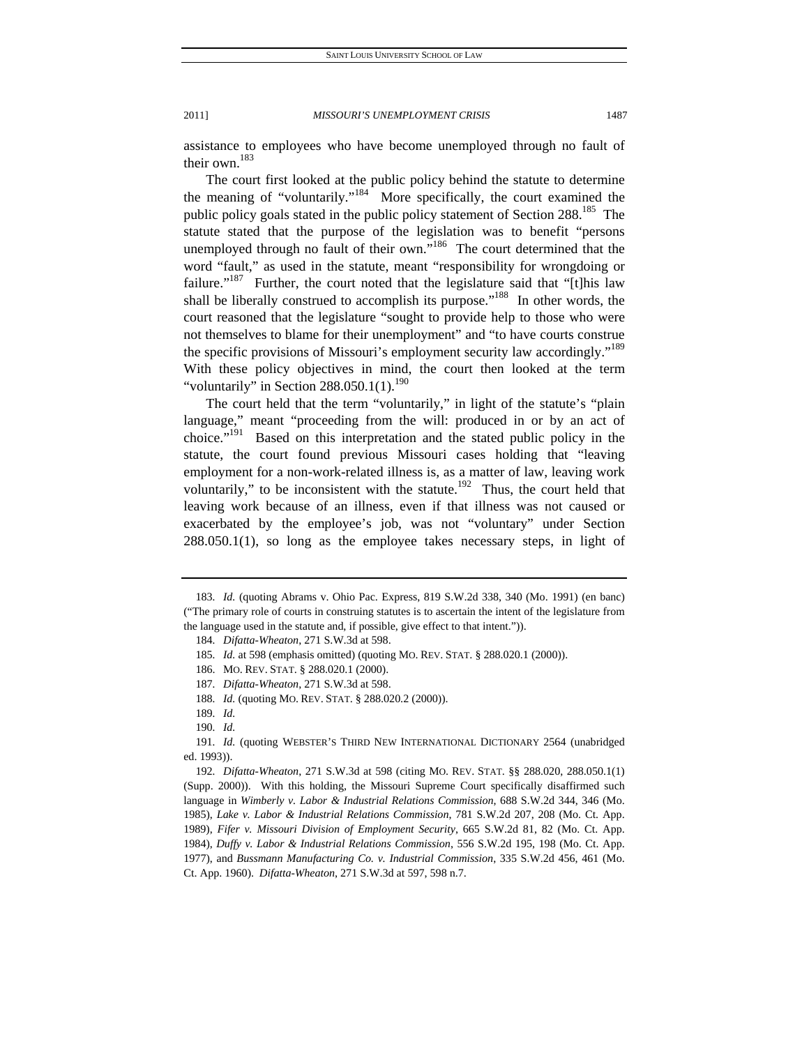assistance to employees who have become unemployed through no fault of their own.[183]

The court first looked at the public policy behind the statute to determine the meaning of "voluntarily."[184] More specifically, the court examined the public policy goals stated in the public policy statement of Section 288.[185] The statute stated that the purpose of the legislation was to benefit "persons unemployed through no fault of their own."[186] The court determined that the word "fault," as used in the statute, meant "responsibility for wrongdoing or failure."[187] Further, the court noted that the legislature said that "[t]his law shall be liberally construed to accomplish its purpose."[188] In other words, the court reasoned that the legislature "sought to provide help to those who were not themselves to blame for their unemployment" and "to have courts construe the specific provisions of Missouri's employment security law accordingly."[189] With these policy objectives in mind, the court then looked at the term "voluntarily" in Section 288.050.1(1).[190]

The court held that the term "voluntarily," in light of the statute's "plain language," meant "proceeding from the will: produced in or by an act of choice."[191] Based on this interpretation and the stated public policy in the statute, the court found previous Missouri cases holding that "leaving employment for a non-work-related illness is, as a matter of law, leaving work voluntarily," to be inconsistent with the statute.[192] Thus, the court held that leaving work because of an illness, even if that illness was not caused or exacerbated by the employee's job, was not "voluntary" under Section 288.050.1(1), so long as the employee takes necessary steps, in light of

---

183. *Id.* (quoting Abrams v. Ohio Pac. Express, 819 S.W.2d 338, 340 (Mo. 1991) (en banc) ("The primary role of courts in construing statutes is to ascertain the intent of the legislature from the language used in the statute and, if possible, give effect to that intent.")).

184. *Difatta-Wheaton*, 271 S.W.3d at 598.

185. *Id.* at 598 (emphasis omitted) (quoting MO. REV. STAT. § 288.020.1 (2000)).

186. MO. REV. STAT. § 288.020.1 (2000).

187. *Difatta-Wheaton*, 271 S.W.3d at 598.

188. *Id.* (quoting MO. REV. STAT. § 288.020.2 (2000)).

189. *Id.*

190. *Id.*

191. *Id.* (quoting WEBSTER'S THIRD NEW INTERNATIONAL DICTIONARY 2564 (unabridged ed. 1993)).

192. *Difatta-Wheaton*, 271 S.W.3d at 598 (citing MO. REV. STAT. §§ 288.020, 288.050.1(1) (Supp. 2000)). With this holding, the Missouri Supreme Court specifically disaffirmed such language in *Wimberly v. Labor & Industrial Relations Commission*, 688 S.W.2d 344, 346 (Mo. 1985), *Lake v. Labor & Industrial Relations Commission*, 781 S.W.2d 207, 208 (Mo. Ct. App. 1989), *Fifer v. Missouri Division of Employment Security*, 665 S.W.2d 81, 82 (Mo. Ct. App. 1984), *Duffy v. Labor & Industrial Relations Commission*, 556 S.W.2d 195, 198 (Mo. Ct. App. 1977), and *Bussmann Manufacturing Co. v. Industrial Commission*, 335 S.W.2d 456, 461 (Mo. Ct. App. 1960). *Difatta-Wheaton*, 271 S.W.3d at 597, 598 n.7.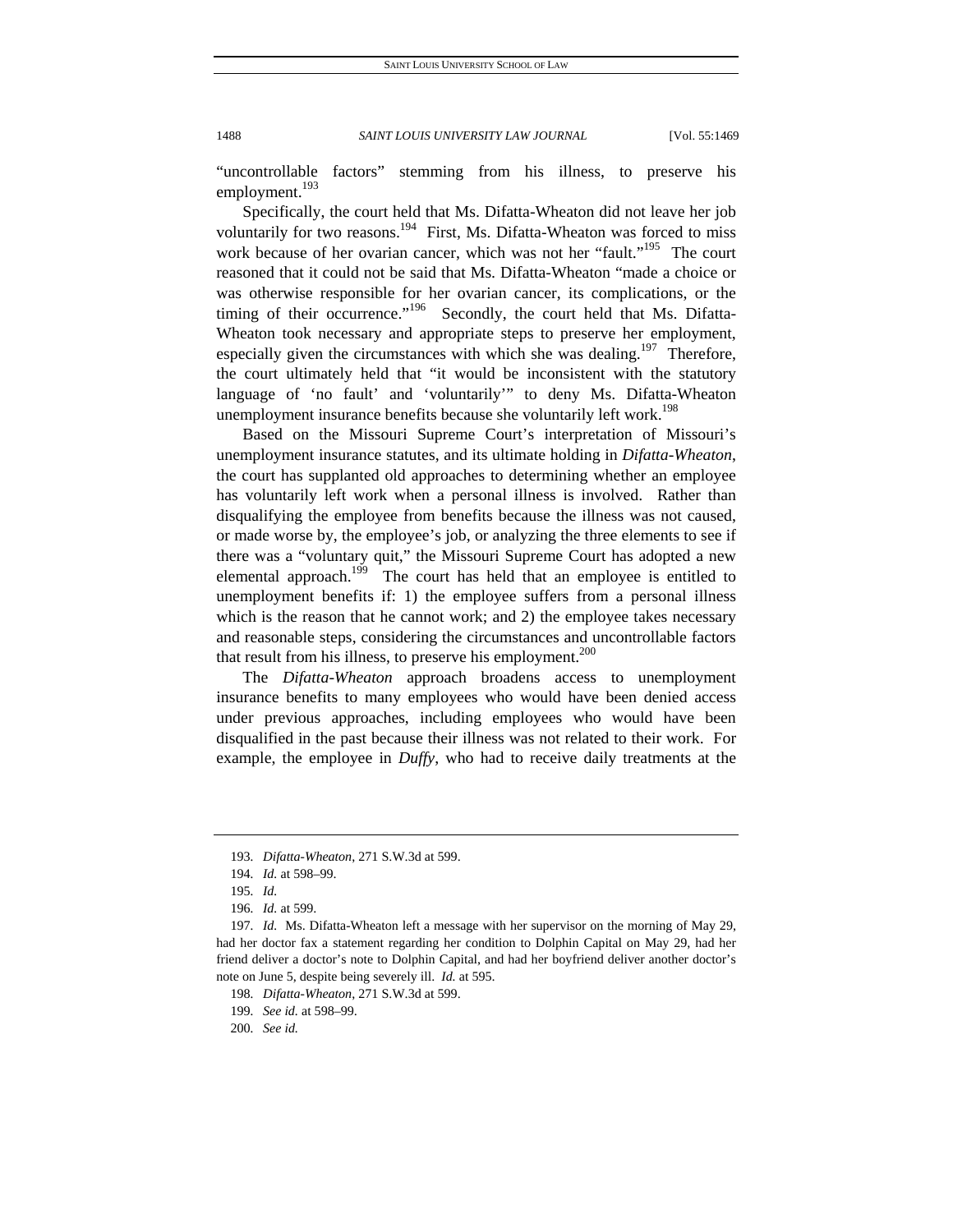"uncontrollable factors" stemming from his illness, to preserve his employment.[193]

Specifically, the court held that Ms. Difatta-Wheaton did not leave her job voluntarily for two reasons.[194] First, Ms. Difatta-Wheaton was forced to miss work because of her ovarian cancer, which was not her "fault."[195] The court reasoned that it could not be said that Ms. Difatta-Wheaton "made a choice or was otherwise responsible for her ovarian cancer, its complications, or the timing of their occurrence."[196] Secondly, the court held that Ms. Difatta-Wheaton took necessary and appropriate steps to preserve her employment, especially given the circumstances with which she was dealing.[197] Therefore, the court ultimately held that "it would be inconsistent with the statutory language of 'no fault' and 'voluntarily'" to deny Ms. Difatta-Wheaton unemployment insurance benefits because she voluntarily left work.[198]

Based on the Missouri Supreme Court's interpretation of Missouri's unemployment insurance statutes, and its ultimate holding in *Difatta-Wheaton*, the court has supplanted old approaches to determining whether an employee has voluntarily left work when a personal illness is involved. Rather than disqualifying the employee from benefits because the illness was not caused, or made worse by, the employee's job, or analyzing the three elements to see if there was a "voluntary quit," the Missouri Supreme Court has adopted a new elemental approach.[199] The court has held that an employee is entitled to unemployment benefits if: 1) the employee suffers from a personal illness which is the reason that he cannot work; and 2) the employee takes necessary and reasonable steps, considering the circumstances and uncontrollable factors that result from his illness, to preserve his employment.[200]

The *Difatta-Wheaton* approach broadens access to unemployment insurance benefits to many employees who would have been denied access under previous approaches, including employees who would have been disqualified in the past because their illness was not related to their work. For example, the employee in *Duffy*, who had to receive daily treatments at the

---

193. *Difatta-Wheaton*, 271 S.W.3d at 599.

194. *Id.* at 598–99.

195. *Id.*

196. *Id.* at 599.

197. *Id.* Ms. Difatta-Wheaton left a message with her supervisor on the morning of May 29, had her doctor fax a statement regarding her condition to Dolphin Capital on May 29, had her friend deliver a doctor's note to Dolphin Capital, and had her boyfriend deliver another doctor's note on June 5, despite being severely ill. *Id.* at 595.

198. *Difatta-Wheaton*, 271 S.W.3d at 599.

199. *See id.* at 598–99.

200. *See id.*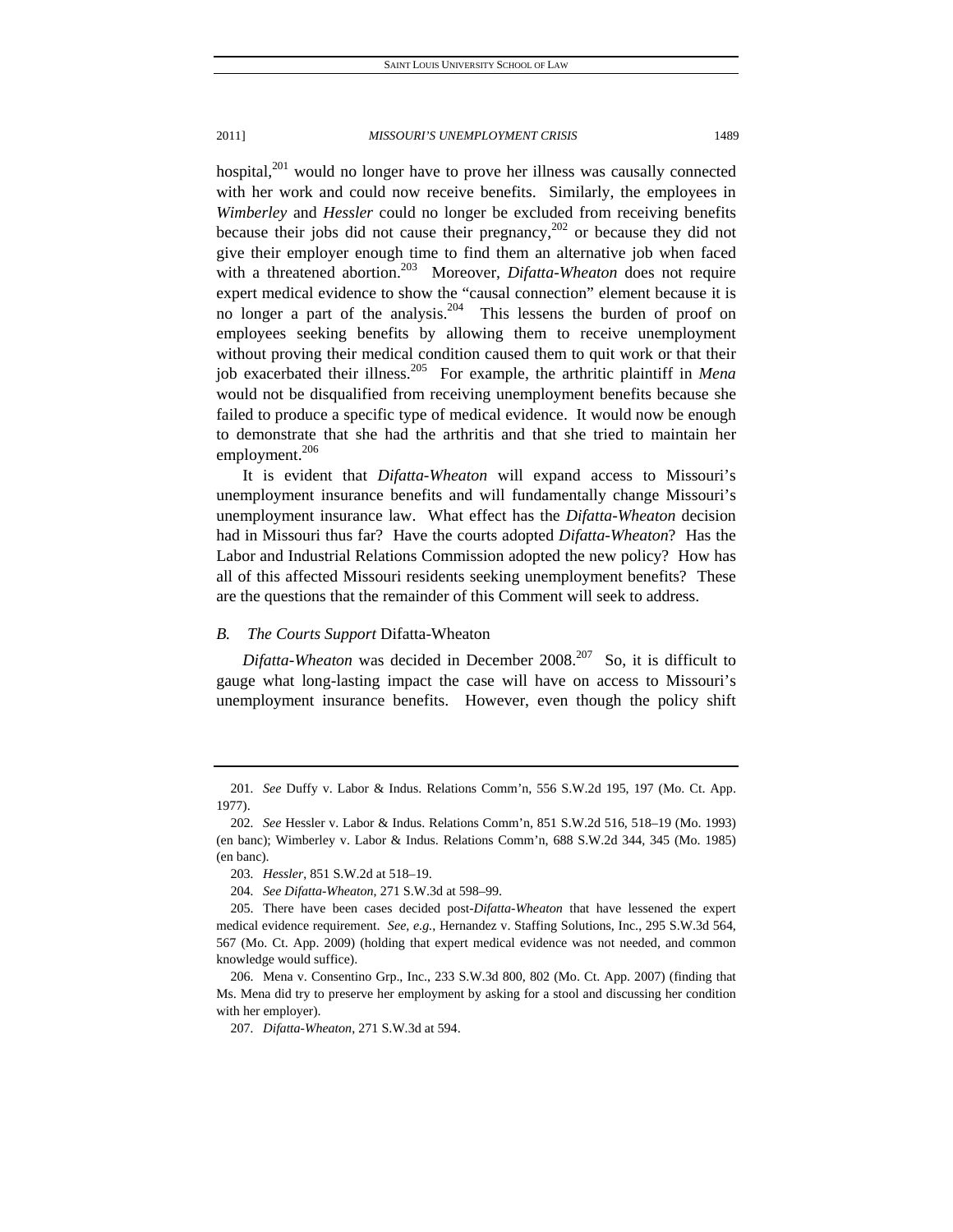hospital,[201] would no longer have to prove her illness was causally connected with her work and could now receive benefits. Similarly, the employees in *Wimberley* and *Hessler* could no longer be excluded from receiving benefits because their jobs did not cause their pregnancy,[202] or because they did not give their employer enough time to find them an alternative job when faced with a threatened abortion.[203] Moreover, *Difatta-Wheaton* does not require expert medical evidence to show the "causal connection" element because it is no longer a part of the analysis.[204] This lessens the burden of proof on employees seeking benefits by allowing them to receive unemployment without proving their medical condition caused them to quit work or that their job exacerbated their illness.[205] For example, the arthritic plaintiff in *Mena* would not be disqualified from receiving unemployment benefits because she failed to produce a specific type of medical evidence. It would now be enough to demonstrate that she had the arthritis and that she tried to maintain her employment.[206]

It is evident that *Difatta-Wheaton* will expand access to Missouri's unemployment insurance benefits and will fundamentally change Missouri's unemployment insurance law. What effect has the *Difatta-Wheaton* decision had in Missouri thus far? Have the courts adopted *Difatta-Wheaton*? Has the Labor and Industrial Relations Commission adopted the new policy? How has all of this affected Missouri residents seeking unemployment benefits? These are the questions that the remainder of this Comment will seek to address.

### *B. The Courts Support* Difatta-Wheaton

*Difatta-Wheaton* was decided in December 2008.[207] So, it is difficult to gauge what long-lasting impact the case will have on access to Missouri's unemployment insurance benefits. However, even though the policy shift

---

201. *See* Duffy v. Labor & Indus. Relations Comm'n, 556 S.W.2d 195, 197 (Mo. Ct. App. 1977).

202. *See* Hessler v. Labor & Indus. Relations Comm'n, 851 S.W.2d 516, 518–19 (Mo. 1993) (en banc); Wimberley v. Labor & Indus. Relations Comm'n, 688 S.W.2d 344, 345 (Mo. 1985) (en banc).

203. *Hessler*, 851 S.W.2d at 518–19.

204. *See Difatta-Wheaton*, 271 S.W.3d at 598–99.

205. There have been cases decided post-*Difatta-Wheaton* that have lessened the expert medical evidence requirement. *See, e.g.*, Hernandez v. Staffing Solutions, Inc., 295 S.W.3d 564, 567 (Mo. Ct. App. 2009) (holding that expert medical evidence was not needed, and common knowledge would suffice).

206. Mena v. Consentino Grp., Inc., 233 S.W.3d 800, 802 (Mo. Ct. App. 2007) (finding that Ms. Mena did try to preserve her employment by asking for a stool and discussing her condition with her employer).

207. *Difatta-Wheaton*, 271 S.W.3d at 594.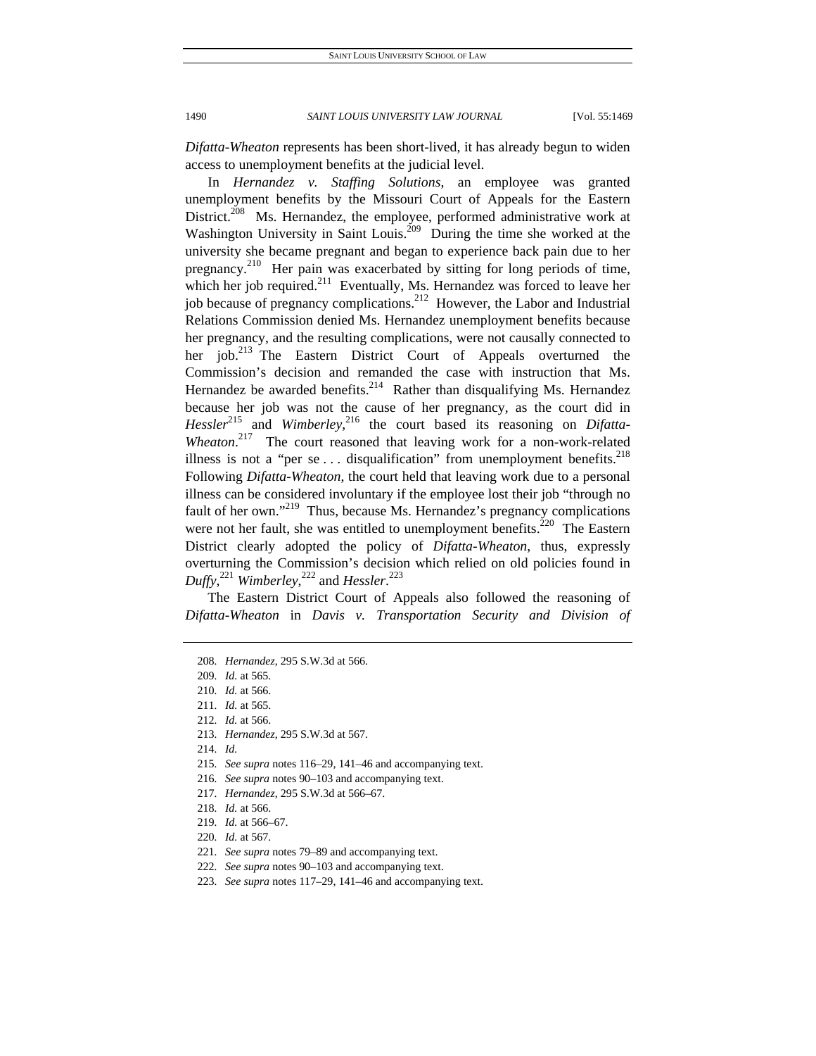*Difatta-Wheaton* represents has been short-lived, it has already begun to widen access to unemployment benefits at the judicial level.

In *Hernandez v. Staffing Solutions*, an employee was granted unemployment benefits by the Missouri Court of Appeals for the Eastern District.[208] Ms. Hernandez, the employee, performed administrative work at Washington University in Saint Louis.[209] During the time she worked at the university she became pregnant and began to experience back pain due to her pregnancy.[210] Her pain was exacerbated by sitting for long periods of time, which her job required.[211] Eventually, Ms. Hernandez was forced to leave her job because of pregnancy complications.[212] However, the Labor and Industrial Relations Commission denied Ms. Hernandez unemployment benefits because her pregnancy, and the resulting complications, were not causally connected to her job.[213] The Eastern District Court of Appeals overturned the Commission's decision and remanded the case with instruction that Ms. Hernandez be awarded benefits.[214] Rather than disqualifying Ms. Hernandez because her job was not the cause of her pregnancy, as the court did in *Hessler*[215] and *Wimberley*,[216] the court based its reasoning on *Difatta-Wheaton*.[217] The court reasoned that leaving work for a non-work-related illness is not a "per se . . . disqualification" from unemployment benefits.[218] Following *Difatta-Wheaton*, the court held that leaving work due to a personal illness can be considered involuntary if the employee lost their job "through no fault of her own."[219] Thus, because Ms. Hernandez's pregnancy complications were not her fault, she was entitled to unemployment benefits.[220] The Eastern District clearly adopted the policy of *Difatta-Wheaton*, thus, expressly overturning the Commission's decision which relied on old policies found in *Duffy*,[221] *Wimberley*,[222] and *Hessler*.[223]

The Eastern District Court of Appeals also followed the reasoning of *Difatta-Wheaton* in *Davis v. Transportation Security and Division of*

---

208. *Hernandez*, 295 S.W.3d at 566.

209. *Id.* at 565.

210. *Id.* at 566.

211. *Id.* at 565.

212. *Id.* at 566.

213. *Hernandez*, 295 S.W.3d at 567.

214. *Id.*

215. *See supra* notes 116–29, 141–46 and accompanying text.

216. *See supra* notes 90–103 and accompanying text.

217. *Hernandez*, 295 S.W.3d at 566–67.

218. *Id.* at 566.

219. *Id.* at 566–67.

220. *Id.* at 567.

221. *See supra* notes 79–89 and accompanying text.

222. *See supra* notes 90–103 and accompanying text.

223. *See supra* notes 117–29, 141–46 and accompanying text.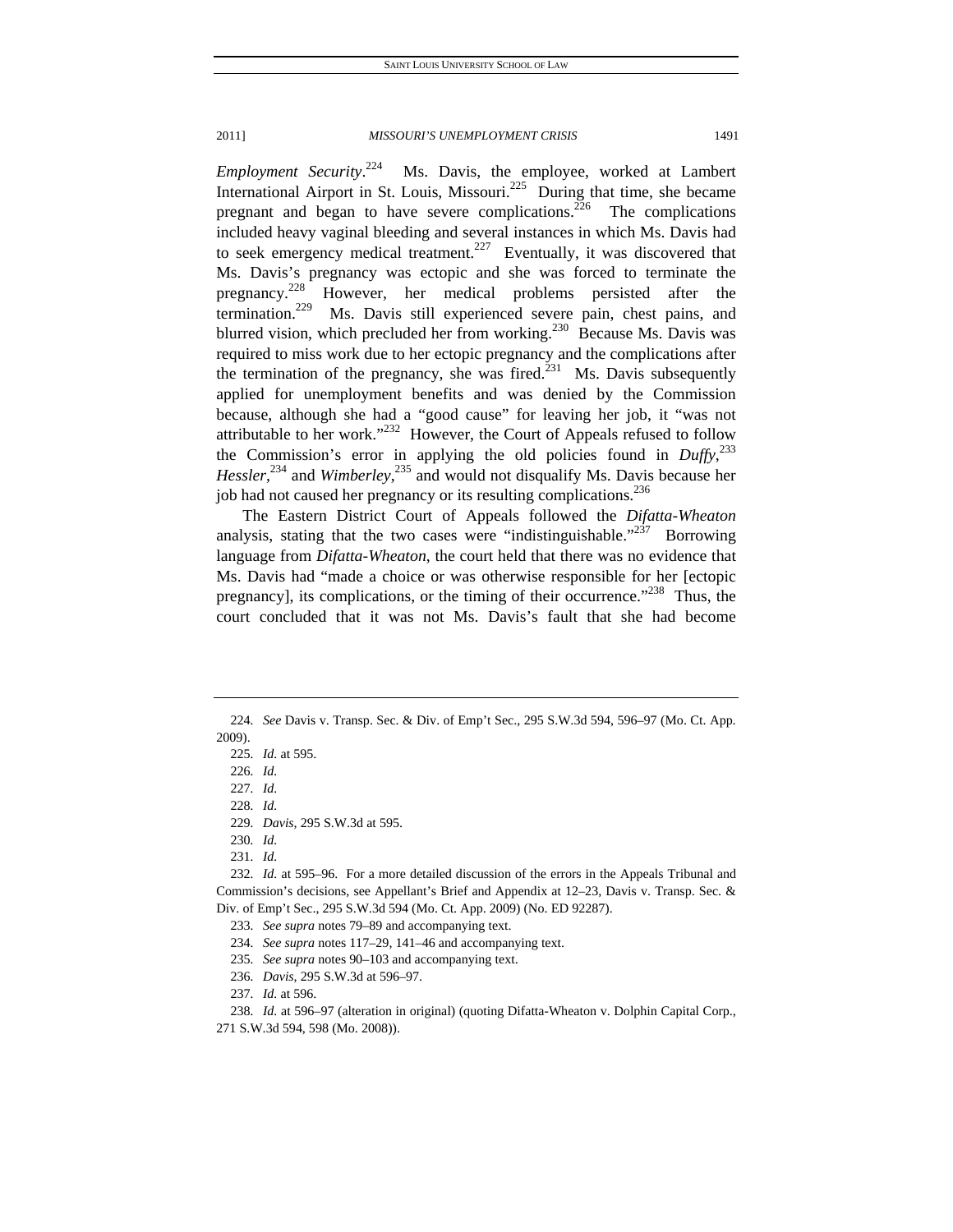*Employment Security*.[224] Ms. Davis, the employee, worked at Lambert International Airport in St. Louis, Missouri.[225] During that time, she became pregnant and began to have severe complications.[226] The complications included heavy vaginal bleeding and several instances in which Ms. Davis had to seek emergency medical treatment.[227] Eventually, it was discovered that Ms. Davis's pregnancy was ectopic and she was forced to terminate the pregnancy.[228] However, her medical problems persisted after the termination.[229] Ms. Davis still experienced severe pain, chest pains, and blurred vision, which precluded her from working.[230] Because Ms. Davis was required to miss work due to her ectopic pregnancy and the complications after the termination of the pregnancy, she was fired.[231] Ms. Davis subsequently applied for unemployment benefits and was denied by the Commission because, although she had a "good cause" for leaving her job, it "was not attributable to her work."[232] However, the Court of Appeals refused to follow the Commission's error in applying the old policies found in *Duffy*,[233] *Hessler*,[234] and *Wimberley*,[235] and would not disqualify Ms. Davis because her job had not caused her pregnancy or its resulting complications.[236]

The Eastern District Court of Appeals followed the *Difatta-Wheaton* analysis, stating that the two cases were "indistinguishable."[237] Borrowing language from *Difatta-Wheaton*, the court held that there was no evidence that Ms. Davis had "made a choice or was otherwise responsible for her [ectopic pregnancy], its complications, or the timing of their occurrence."[238] Thus, the court concluded that it was not Ms. Davis's fault that she had become

---

224. *See* Davis v. Transp. Sec. & Div. of Emp't Sec., 295 S.W.3d 594, 596–97 (Mo. Ct. App. 2009).

225. *Id.* at 595.

226. *Id.*

227. *Id.*

228. *Id.*

229. *Davis*, 295 S.W.3d at 595.

230. *Id.*

231. *Id.*

232. *Id.* at 595–96. For a more detailed discussion of the errors in the Appeals Tribunal and Commission's decisions, see Appellant's Brief and Appendix at 12–23, Davis v. Transp. Sec. & Div. of Emp't Sec., 295 S.W.3d 594 (Mo. Ct. App. 2009) (No. ED 92287).

233. *See supra* notes 79–89 and accompanying text.

234. *See supra* notes 117–29, 141–46 and accompanying text.

235. *See supra* notes 90–103 and accompanying text.

236. *Davis*, 295 S.W.3d at 596–97.

237. *Id.* at 596.

238. *Id.* at 596–97 (alteration in original) (quoting Difatta-Wheaton v. Dolphin Capital Corp., 271 S.W.3d 594, 598 (Mo. 2008)).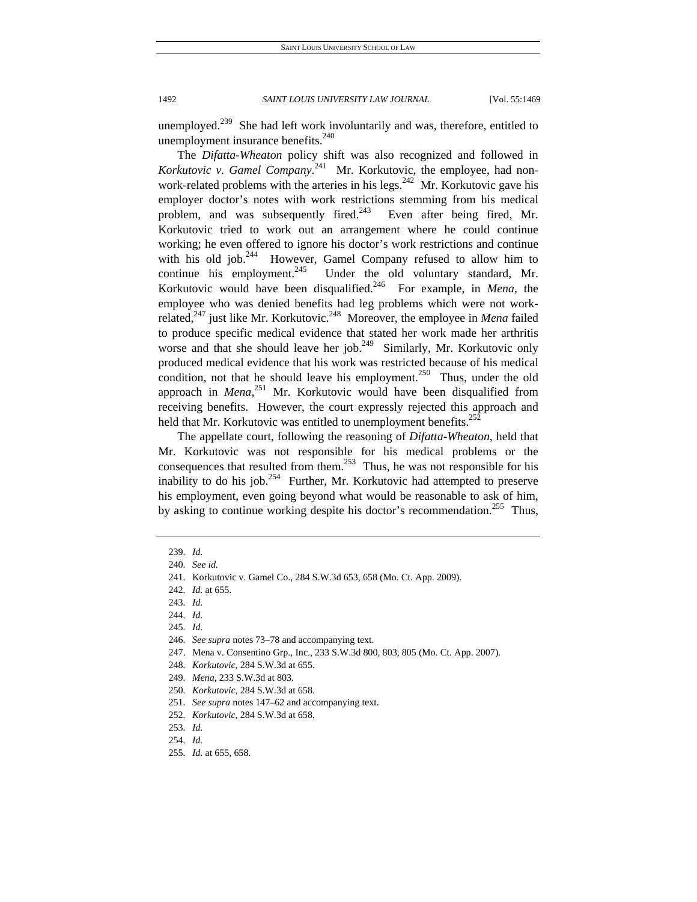unemployed.[239] She had left work involuntarily and was, therefore, entitled to unemployment insurance benefits.[240]

The *Difatta-Wheaton* policy shift was also recognized and followed in *Korkutovic v. Gamel Company*.[241] Mr. Korkutovic, the employee, had non-work-related problems with the arteries in his legs.[242] Mr. Korkutovic gave his employer doctor's notes with work restrictions stemming from his medical problem, and was subsequently fired.[243] Even after being fired, Mr. Korkutovic tried to work out an arrangement where he could continue working; he even offered to ignore his doctor's work restrictions and continue with his old job.[244] However, Gamel Company refused to allow him to continue his employment.[245] Under the old voluntary standard, Mr. Korkutovic would have been disqualified.[246] For example, in *Mena*, the employee who was denied benefits had leg problems which were not work-related,[247] just like Mr. Korkutovic.[248] Moreover, the employee in *Mena* failed to produce specific medical evidence that stated her work made her arthritis worse and that she should leave her job.[249] Similarly, Mr. Korkutovic only produced medical evidence that his work was restricted because of his medical condition, not that he should leave his employment.[250] Thus, under the old approach in *Mena*,[251] Mr. Korkutovic would have been disqualified from receiving benefits. However, the court expressly rejected this approach and held that Mr. Korkutovic was entitled to unemployment benefits.[252]

The appellate court, following the reasoning of *Difatta-Wheaton*, held that Mr. Korkutovic was not responsible for his medical problems or the consequences that resulted from them.[253] Thus, he was not responsible for his inability to do his job.[254] Further, Mr. Korkutovic had attempted to preserve his employment, even going beyond what would be reasonable to ask of him, by asking to continue working despite his doctor's recommendation.[255] Thus,

---

239. *Id.*
240. *See id.*
241. Korkutovic v. Gamel Co., 284 S.W.3d 653, 658 (Mo. Ct. App. 2009).
242. *Id.* at 655.
243. *Id.*
244. *Id.*
245. *Id.*
246. *See supra* notes 73–78 and accompanying text.
247. Mena v. Consentino Grp., Inc., 233 S.W.3d 800, 803, 805 (Mo. Ct. App. 2007).
248. *Korkutovic*, 284 S.W.3d at 655.
249. *Mena*, 233 S.W.3d at 803.
250. *Korkutovic*, 284 S.W.3d at 658.
251. *See supra* notes 147–62 and accompanying text.
252. *Korkutovic*, 284 S.W.3d at 658.
253. *Id.*
254. *Id.*
255. *Id.* at 655, 658.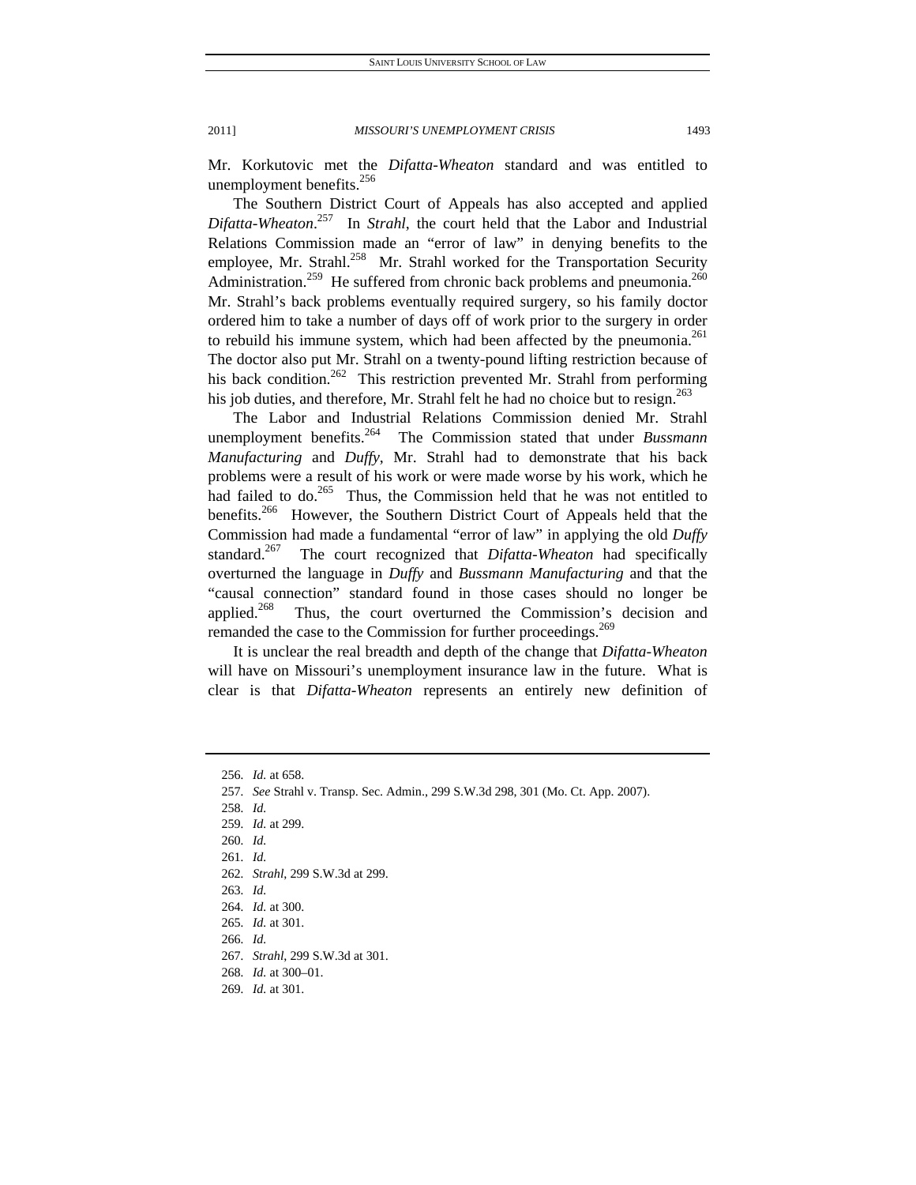Mr. Korkutovic met the *Difatta-Wheaton* standard and was entitled to unemployment benefits.[256]

The Southern District Court of Appeals has also accepted and applied *Difatta-Wheaton*.[257] In *Strahl*, the court held that the Labor and Industrial Relations Commission made an "error of law" in denying benefits to the employee, Mr. Strahl.[258] Mr. Strahl worked for the Transportation Security Administration.[259] He suffered from chronic back problems and pneumonia.[260] Mr. Strahl's back problems eventually required surgery, so his family doctor ordered him to take a number of days off of work prior to the surgery in order to rebuild his immune system, which had been affected by the pneumonia.[261] The doctor also put Mr. Strahl on a twenty-pound lifting restriction because of his back condition.[262] This restriction prevented Mr. Strahl from performing his job duties, and therefore, Mr. Strahl felt he had no choice but to resign.[263]

The Labor and Industrial Relations Commission denied Mr. Strahl unemployment benefits.[264] The Commission stated that under *Bussmann Manufacturing* and *Duffy*, Mr. Strahl had to demonstrate that his back problems were a result of his work or were made worse by his work, which he had failed to do.[265] Thus, the Commission held that he was not entitled to benefits.[266] However, the Southern District Court of Appeals held that the Commission had made a fundamental "error of law" in applying the old *Duffy* standard.[267] The court recognized that *Difatta-Wheaton* had specifically overturned the language in *Duffy* and *Bussmann Manufacturing* and that the "causal connection" standard found in those cases should no longer be applied.[268] Thus, the court overturned the Commission's decision and remanded the case to the Commission for further proceedings.[269]

It is unclear the real breadth and depth of the change that *Difatta-Wheaton* will have on Missouri's unemployment insurance law in the future. What is clear is that *Difatta-Wheaton* represents an entirely new definition of

---

256. *Id.* at 658.
257. *See* Strahl v. Transp. Sec. Admin., 299 S.W.3d 298, 301 (Mo. Ct. App. 2007).
258. *Id.*
259. *Id.* at 299.
260. *Id.*
261. *Id.*
262. *Strahl*, 299 S.W.3d at 299.
263. *Id.*
264. *Id.* at 300.
265. *Id.* at 301.
266. *Id.*
267. *Strahl*, 299 S.W.3d at 301.
268. *Id.* at 300–01.
269. *Id.* at 301.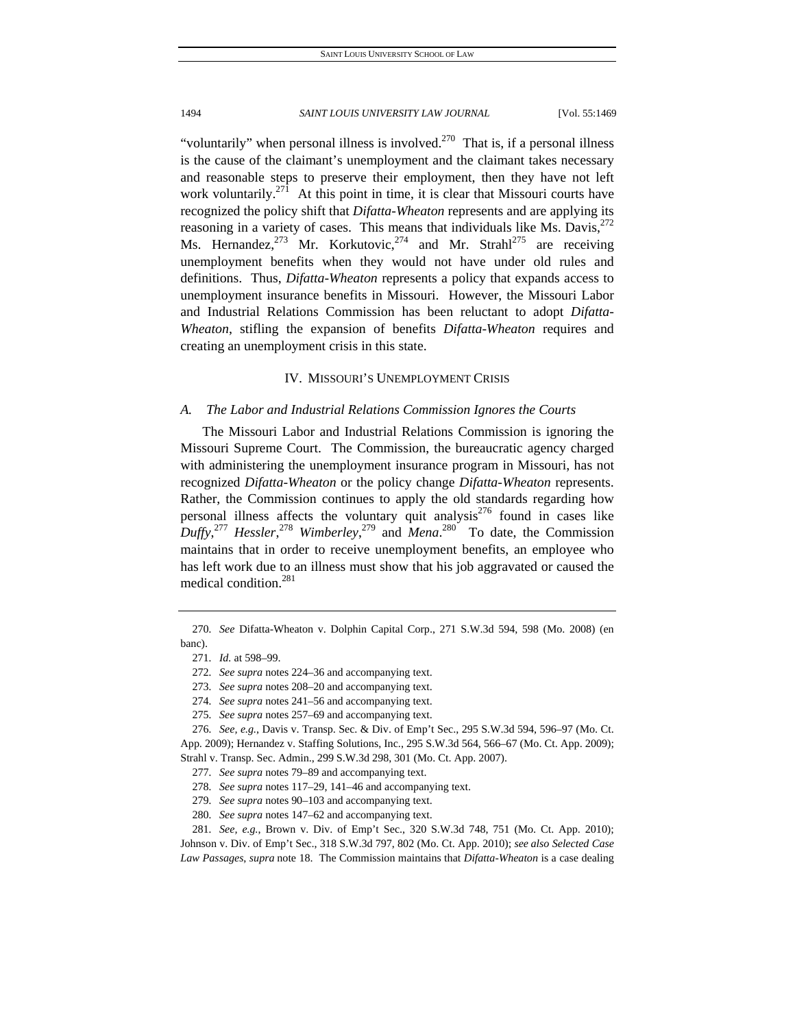"voluntarily" when personal illness is involved.[270] That is, if a personal illness is the cause of the claimant's unemployment and the claimant takes necessary and reasonable steps to preserve their employment, then they have not left work voluntarily.[271] At this point in time, it is clear that Missouri courts have recognized the policy shift that *Difatta-Wheaton* represents and are applying its reasoning in a variety of cases. This means that individuals like Ms. Davis,[272] Ms. Hernandez,[273] Mr. Korkutovic,[274] and Mr. Strahl[275] are receiving unemployment benefits when they would not have under old rules and definitions. Thus, *Difatta-Wheaton* represents a policy that expands access to unemployment insurance benefits in Missouri. However, the Missouri Labor and Industrial Relations Commission has been reluctant to adopt *Difatta-Wheaton*, stifling the expansion of benefits *Difatta-Wheaton* requires and creating an unemployment crisis in this state.

## IV. MISSOURI'S UNEMPLOYMENT CRISIS

### *A. The Labor and Industrial Relations Commission Ignores the Courts*

The Missouri Labor and Industrial Relations Commission is ignoring the Missouri Supreme Court. The Commission, the bureaucratic agency charged with administering the unemployment insurance program in Missouri, has not recognized *Difatta-Wheaton* or the policy change *Difatta-Wheaton* represents. Rather, the Commission continues to apply the old standards regarding how personal illness affects the voluntary quit analysis[276] found in cases like *Duffy*,[277] *Hessler*,[278] *Wimberley*,[279] and *Mena*.[280] To date, the Commission maintains that in order to receive unemployment benefits, an employee who has left work due to an illness must show that his job aggravated or caused the medical condition.[281]

---

270. *See* Difatta-Wheaton v. Dolphin Capital Corp., 271 S.W.3d 594, 598 (Mo. 2008) (en banc).

271. *Id.* at 598–99.

272. *See supra* notes 224–36 and accompanying text.

273. *See supra* notes 208–20 and accompanying text.

274. *See supra* notes 241–56 and accompanying text.

275. *See supra* notes 257–69 and accompanying text.

276. *See, e.g.*, Davis v. Transp. Sec. & Div. of Emp't Sec., 295 S.W.3d 594, 596–97 (Mo. Ct. App. 2009); Hernandez v. Staffing Solutions, Inc., 295 S.W.3d 564, 566–67 (Mo. Ct. App. 2009); Strahl v. Transp. Sec. Admin., 299 S.W.3d 298, 301 (Mo. Ct. App. 2007).

277. *See supra* notes 79–89 and accompanying text.

278. *See supra* notes 117–29, 141–46 and accompanying text.

279. *See supra* notes 90–103 and accompanying text.

280. *See supra* notes 147–62 and accompanying text.

281. *See, e.g.*, Brown v. Div. of Emp't Sec., 320 S.W.3d 748, 751 (Mo. Ct. App. 2010); Johnson v. Div. of Emp't Sec., 318 S.W.3d 797, 802 (Mo. Ct. App. 2010); *see also Selected Case Law Passages*, *supra* note 18. The Commission maintains that *Difatta-Wheaton* is a case dealing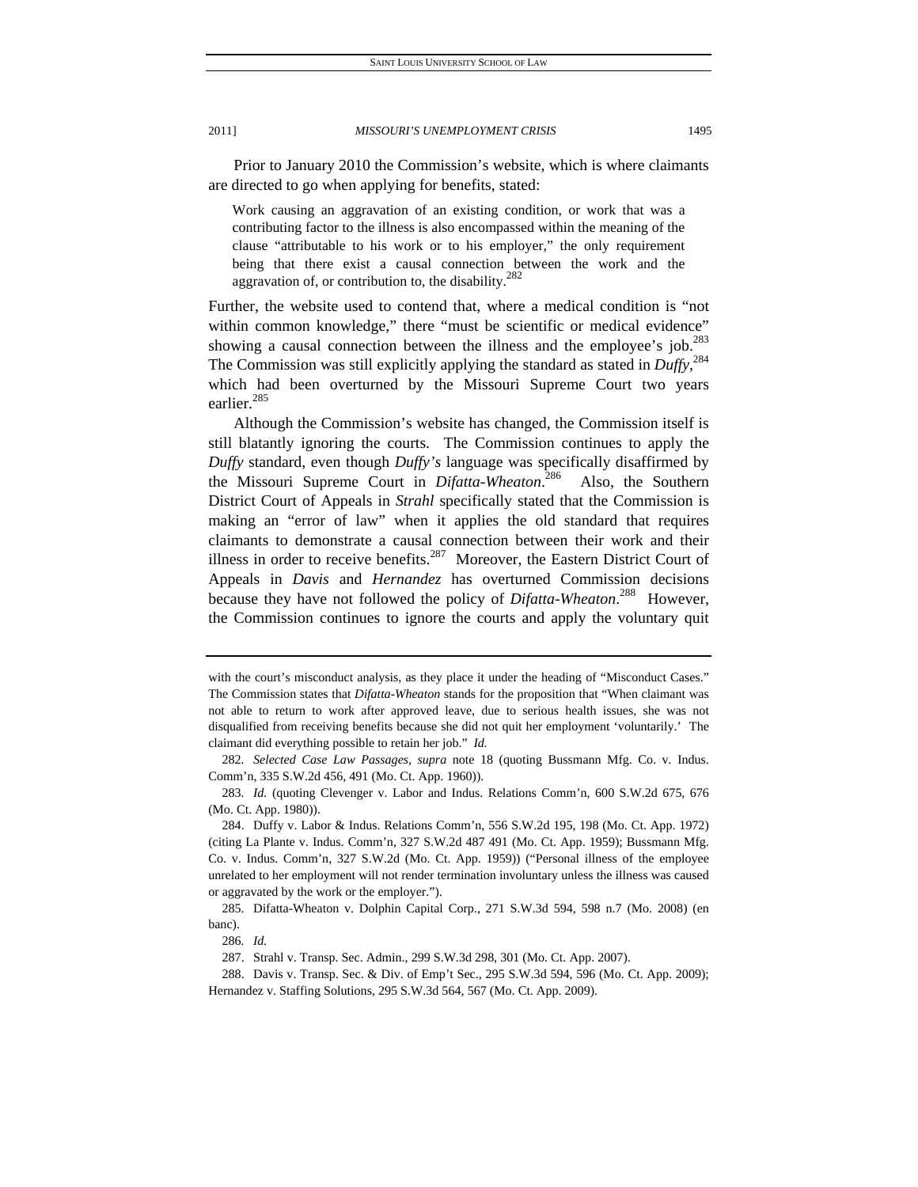Prior to January 2010 the Commission's website, which is where claimants are directed to go when applying for benefits, stated:

> Work causing an aggravation of an existing condition, or work that was a contributing factor to the illness is also encompassed within the meaning of the clause "attributable to his work or to his employer," the only requirement being that there exist a causal connection between the work and the aggravation of, or contribution to, the disability.[282]

Further, the website used to contend that, where a medical condition is "not within common knowledge," there "must be scientific or medical evidence" showing a causal connection between the illness and the employee's job.[283] The Commission was still explicitly applying the standard as stated in *Duffy*,[284] which had been overturned by the Missouri Supreme Court two years earlier.[285]

Although the Commission's website has changed, the Commission itself is still blatantly ignoring the courts. The Commission continues to apply the *Duffy* standard, even though *Duffy's* language was specifically disaffirmed by the Missouri Supreme Court in *Difatta-Wheaton*.[286] Also, the Southern District Court of Appeals in *Strahl* specifically stated that the Commission is making an "error of law" when it applies the old standard that requires claimants to demonstrate a causal connection between their work and their illness in order to receive benefits.[287] Moreover, the Eastern District Court of Appeals in *Davis* and *Hernandez* has overturned Commission decisions because they have not followed the policy of *Difatta-Wheaton*.[288] However, the Commission continues to ignore the courts and apply the voluntary quit

---

with the court's misconduct analysis, as they place it under the heading of "Misconduct Cases." The Commission states that *Difatta-Wheaton* stands for the proposition that "When claimant was not able to return to work after approved leave, due to serious health issues, she was not disqualified from receiving benefits because she did not quit her employment 'voluntarily.' The claimant did everything possible to retain her job." *Id.*

282. *Selected Case Law Passages*, *supra* note 18 (quoting Bussmann Mfg. Co. v. Indus. Comm'n, 335 S.W.2d 456, 491 (Mo. Ct. App. 1960)).

283. *Id.* (quoting Clevenger v. Labor and Indus. Relations Comm'n, 600 S.W.2d 675, 676 (Mo. Ct. App. 1980)).

284. Duffy v. Labor & Indus. Relations Comm'n, 556 S.W.2d 195, 198 (Mo. Ct. App. 1972) (citing La Plante v. Indus. Comm'n, 327 S.W.2d 487 491 (Mo. Ct. App. 1959); Bussmann Mfg. Co. v. Indus. Comm'n, 327 S.W.2d (Mo. Ct. App. 1959)) ("Personal illness of the employee unrelated to her employment will not render termination involuntary unless the illness was caused or aggravated by the work or the employer.").

285. Difatta-Wheaton v. Dolphin Capital Corp., 271 S.W.3d 594, 598 n.7 (Mo. 2008) (en banc).

286. *Id.*

287. Strahl v. Transp. Sec. Admin., 299 S.W.3d 298, 301 (Mo. Ct. App. 2007).

288. Davis v. Transp. Sec. & Div. of Emp't Sec., 295 S.W.3d 594, 596 (Mo. Ct. App. 2009); Hernandez v. Staffing Solutions, 295 S.W.3d 564, 567 (Mo. Ct. App. 2009).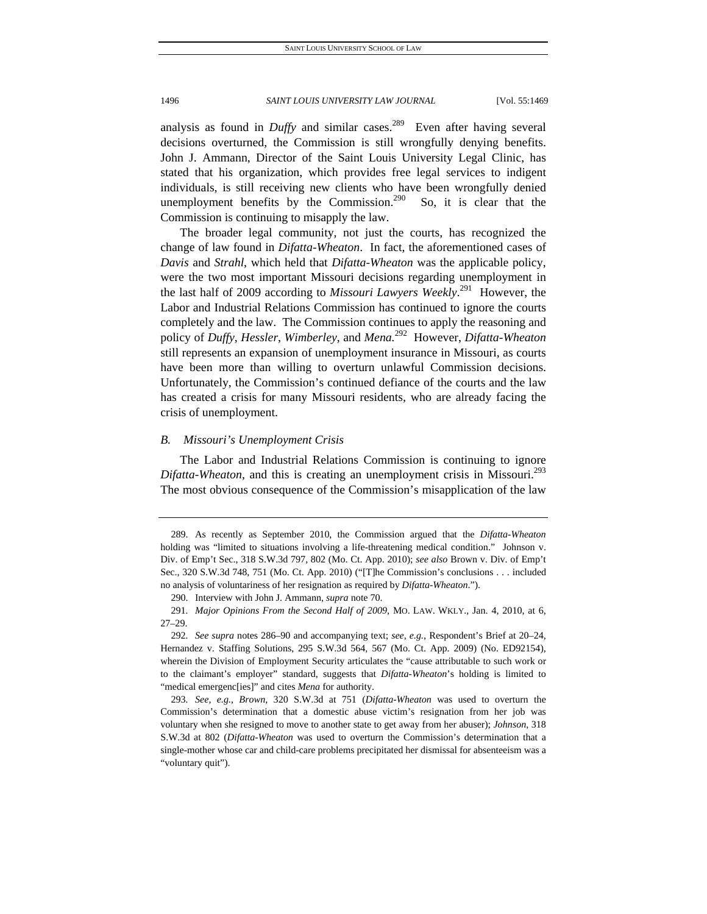analysis as found in *Duffy* and similar cases.[289] Even after having several decisions overturned, the Commission is still wrongfully denying benefits. John J. Ammann, Director of the Saint Louis University Legal Clinic, has stated that his organization, which provides free legal services to indigent individuals, is still receiving new clients who have been wrongfully denied unemployment benefits by the Commission.[290] So, it is clear that the Commission is continuing to misapply the law.

The broader legal community, not just the courts, has recognized the change of law found in *Difatta-Wheaton*. In fact, the aforementioned cases of *Davis* and *Strahl*, which held that *Difatta-Wheaton* was the applicable policy, were the two most important Missouri decisions regarding unemployment in the last half of 2009 according to *Missouri Lawyers Weekly*.[291] However, the Labor and Industrial Relations Commission has continued to ignore the courts completely and the law. The Commission continues to apply the reasoning and policy of *Duffy*, *Hessler*, *Wimberley*, and *Mena*.[292] However, *Difatta-Wheaton* still represents an expansion of unemployment insurance in Missouri, as courts have been more than willing to overturn unlawful Commission decisions. Unfortunately, the Commission's continued defiance of the courts and the law has created a crisis for many Missouri residents, who are already facing the crisis of unemployment.

### *B. Missouri's Unemployment Crisis*

The Labor and Industrial Relations Commission is continuing to ignore *Difatta-Wheaton*, and this is creating an unemployment crisis in Missouri.[293] The most obvious consequence of the Commission's misapplication of the law

---

289. As recently as September 2010, the Commission argued that the *Difatta-Wheaton* holding was "limited to situations involving a life-threatening medical condition." Johnson v. Div. of Emp't Sec., 318 S.W.3d 797, 802 (Mo. Ct. App. 2010); *see also* Brown v. Div. of Emp't Sec., 320 S.W.3d 748, 751 (Mo. Ct. App. 2010) ("[T]he Commission's conclusions . . . included no analysis of voluntariness of her resignation as required by *Difatta-Wheaton*.").

290. Interview with John J. Ammann, *supra* note 70.

291. *Major Opinions From the Second Half of 2009*, MO. LAW. WKLY., Jan. 4, 2010, at 6, 27–29.

292. *See supra* notes 286–90 and accompanying text; *see, e.g.*, Respondent's Brief at 20–24, Hernandez v. Staffing Solutions, 295 S.W.3d 564, 567 (Mo. Ct. App. 2009) (No. ED92154), wherein the Division of Employment Security articulates the "cause attributable to such work or to the claimant's employer" standard, suggests that *Difatta-Wheaton*'s holding is limited to "medical emergenc[ies]" and cites *Mena* for authority.

293. *See, e.g.*, *Brown*, 320 S.W.3d at 751 (*Difatta-Wheaton* was used to overturn the Commission's determination that a domestic abuse victim's resignation from her job was voluntary when she resigned to move to another state to get away from her abuser); *Johnson*, 318 S.W.3d at 802 (*Difatta-Wheaton* was used to overturn the Commission's determination that a single-mother whose car and child-care problems precipitated her dismissal for absenteeism was a "voluntary quit").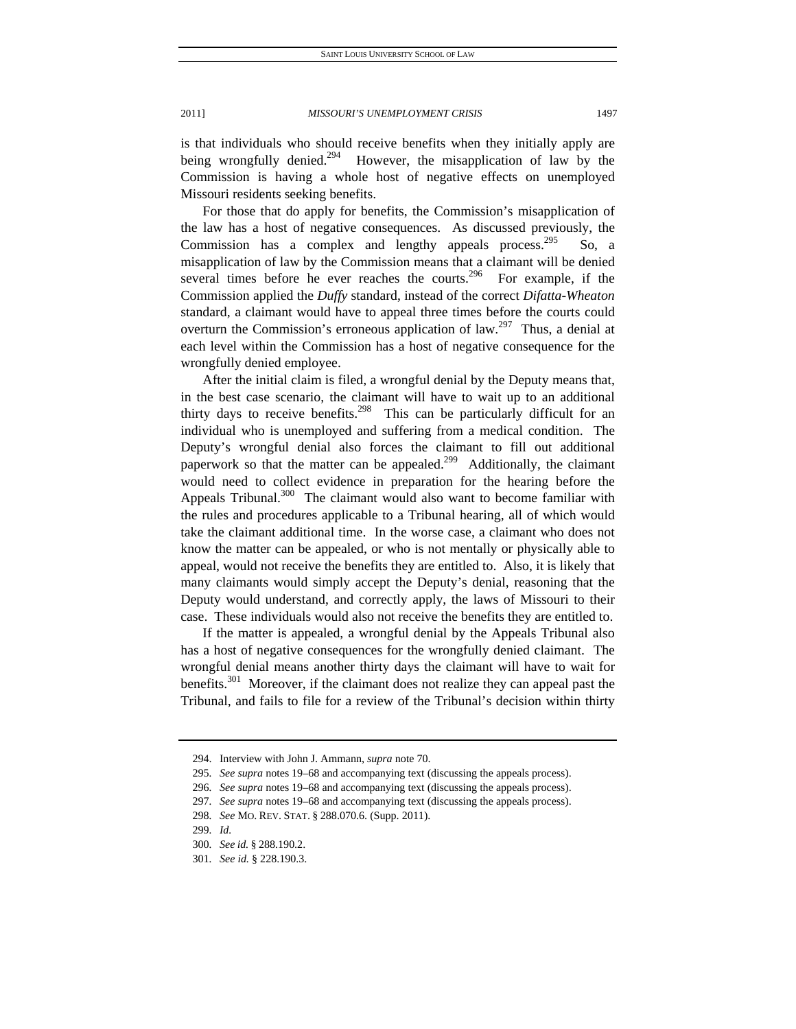is that individuals who should receive benefits when they initially apply are being wrongfully denied.[294] However, the misapplication of law by the Commission is having a whole host of negative effects on unemployed Missouri residents seeking benefits.

For those that do apply for benefits, the Commission's misapplication of the law has a host of negative consequences. As discussed previously, the Commission has a complex and lengthy appeals process.[295] So, a misapplication of law by the Commission means that a claimant will be denied several times before he ever reaches the courts.[296] For example, if the Commission applied the *Duffy* standard, instead of the correct *Difatta-Wheaton* standard, a claimant would have to appeal three times before the courts could overturn the Commission's erroneous application of law.[297] Thus, a denial at each level within the Commission has a host of negative consequence for the wrongfully denied employee.

After the initial claim is filed, a wrongful denial by the Deputy means that, in the best case scenario, the claimant will have to wait up to an additional thirty days to receive benefits.[298] This can be particularly difficult for an individual who is unemployed and suffering from a medical condition. The Deputy's wrongful denial also forces the claimant to fill out additional paperwork so that the matter can be appealed.[299] Additionally, the claimant would need to collect evidence in preparation for the hearing before the Appeals Tribunal.[300] The claimant would also want to become familiar with the rules and procedures applicable to a Tribunal hearing, all of which would take the claimant additional time. In the worse case, a claimant who does not know the matter can be appealed, or who is not mentally or physically able to appeal, would not receive the benefits they are entitled to. Also, it is likely that many claimants would simply accept the Deputy's denial, reasoning that the Deputy would understand, and correctly apply, the laws of Missouri to their case. These individuals would also not receive the benefits they are entitled to.

If the matter is appealed, a wrongful denial by the Appeals Tribunal also has a host of negative consequences for the wrongfully denied claimant. The wrongful denial means another thirty days the claimant will have to wait for benefits.[301] Moreover, if the claimant does not realize they can appeal past the Tribunal, and fails to file for a review of the Tribunal's decision within thirty

294. Interview with John J. Ammann, *supra* note 70.

295. *See supra* notes 19–68 and accompanying text (discussing the appeals process).

296. *See supra* notes 19–68 and accompanying text (discussing the appeals process).

297. *See supra* notes 19–68 and accompanying text (discussing the appeals process).

298. *See* MO. REV. STAT. § 288.070.6. (Supp. 2011).

299. *Id.*

300. *See id.* § 288.190.2.

301. *See id.* § 228.190.3.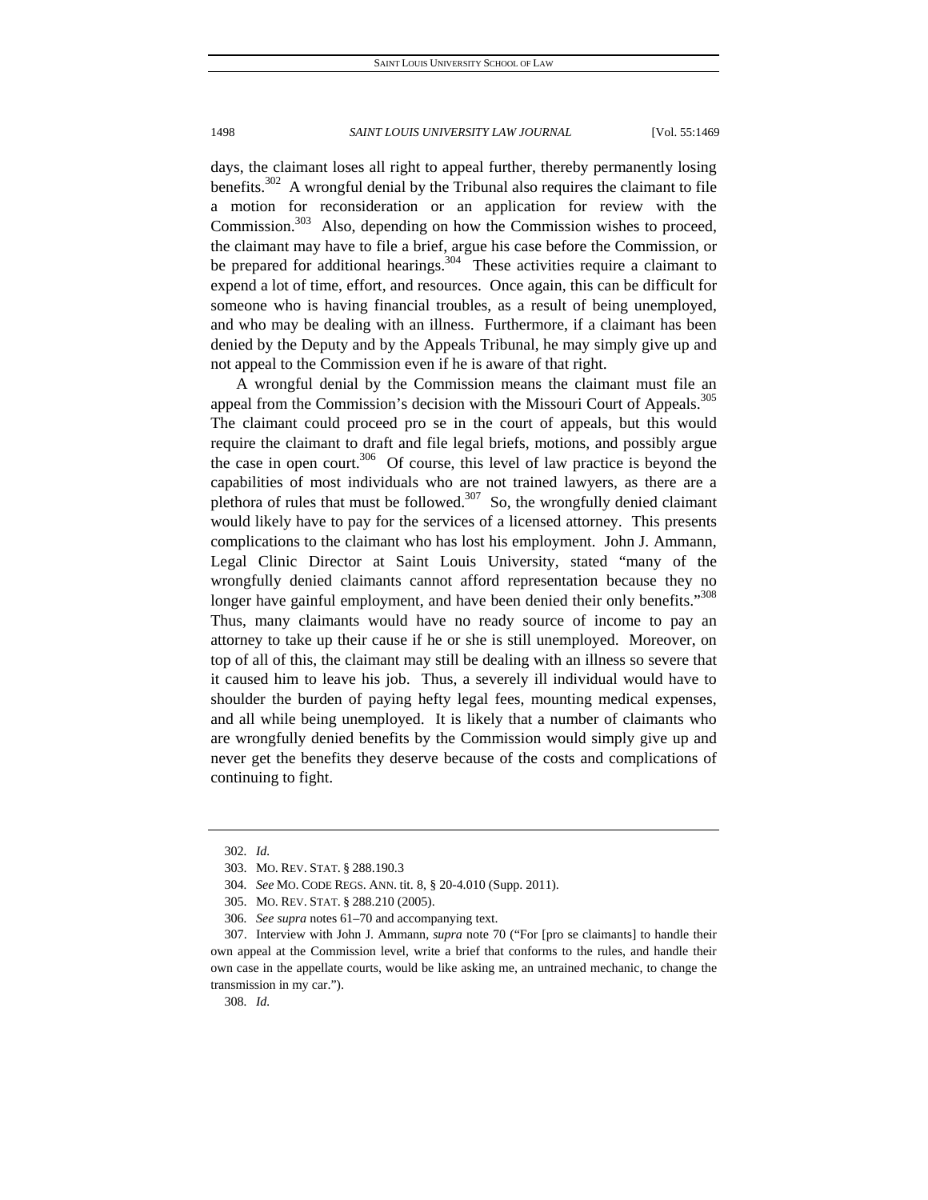days, the claimant loses all right to appeal further, thereby permanently losing benefits.[302] A wrongful denial by the Tribunal also requires the claimant to file a motion for reconsideration or an application for review with the Commission.[303] Also, depending on how the Commission wishes to proceed, the claimant may have to file a brief, argue his case before the Commission, or be prepared for additional hearings.[304] These activities require a claimant to expend a lot of time, effort, and resources. Once again, this can be difficult for someone who is having financial troubles, as a result of being unemployed, and who may be dealing with an illness. Furthermore, if a claimant has been denied by the Deputy and by the Appeals Tribunal, he may simply give up and not appeal to the Commission even if he is aware of that right.

A wrongful denial by the Commission means the claimant must file an appeal from the Commission's decision with the Missouri Court of Appeals.[305] The claimant could proceed pro se in the court of appeals, but this would require the claimant to draft and file legal briefs, motions, and possibly argue the case in open court.[306] Of course, this level of law practice is beyond the capabilities of most individuals who are not trained lawyers, as there are a plethora of rules that must be followed.[307] So, the wrongfully denied claimant would likely have to pay for the services of a licensed attorney. This presents complications to the claimant who has lost his employment. John J. Ammann, Legal Clinic Director at Saint Louis University, stated "many of the wrongfully denied claimants cannot afford representation because they no longer have gainful employment, and have been denied their only benefits."[308] Thus, many claimants would have no ready source of income to pay an attorney to take up their cause if he or she is still unemployed. Moreover, on top of all of this, the claimant may still be dealing with an illness so severe that it caused him to leave his job. Thus, a severely ill individual would have to shoulder the burden of paying hefty legal fees, mounting medical expenses, and all while being unemployed. It is likely that a number of claimants who are wrongfully denied benefits by the Commission would simply give up and never get the benefits they deserve because of the costs and complications of continuing to fight.

---

302. *Id.*

303. MO. REV. STAT. § 288.190.3

304. *See* MO. CODE REGS. ANN. tit. 8, § 20-4.010 (Supp. 2011).

305. MO. REV. STAT. § 288.210 (2005).

306. *See supra* notes 61–70 and accompanying text.

307. Interview with John J. Ammann, *supra* note 70 ("For [pro se claimants] to handle their own appeal at the Commission level, write a brief that conforms to the rules, and handle their own case in the appellate courts, would be like asking me, an untrained mechanic, to change the transmission in my car.").

308. *Id.*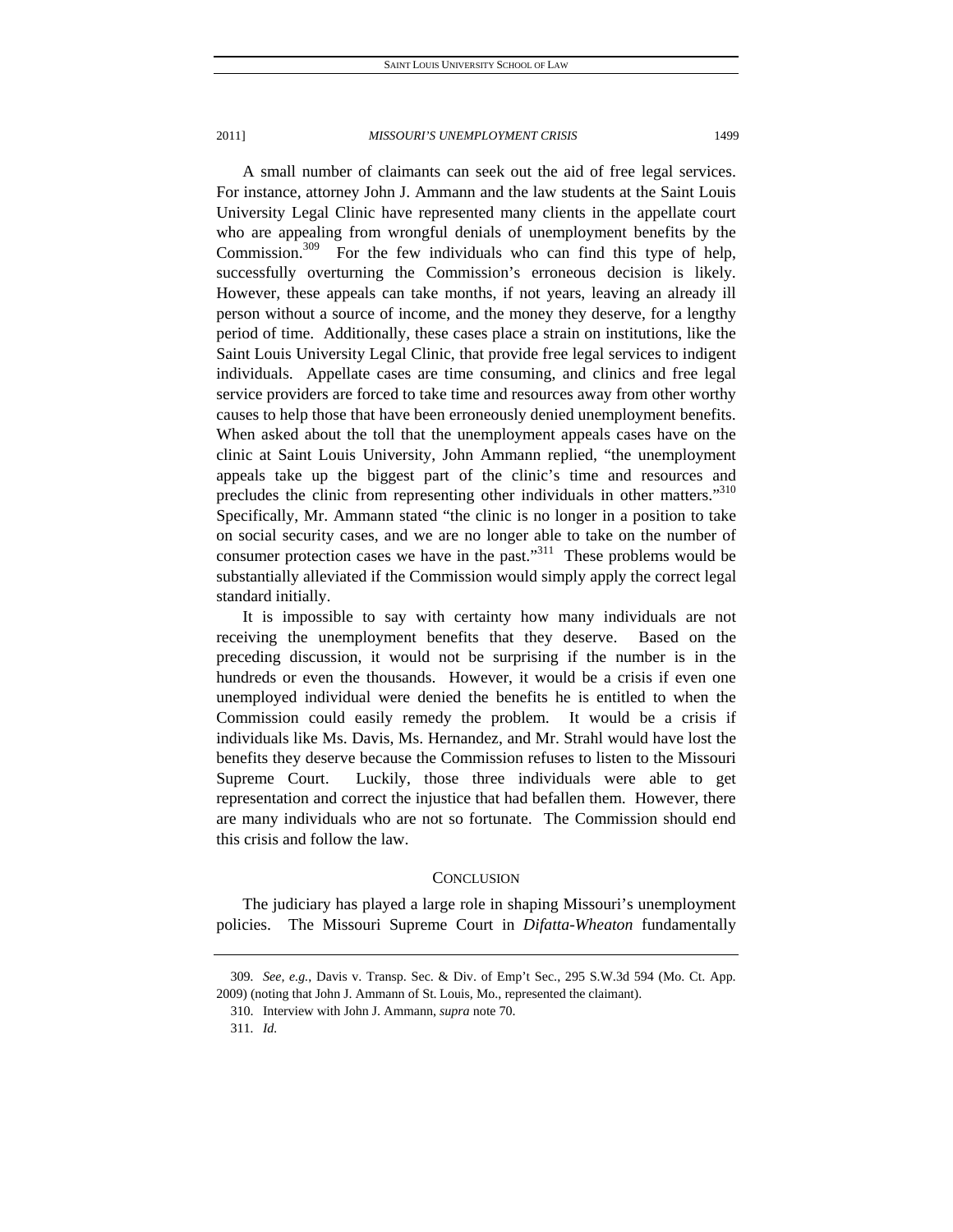A small number of claimants can seek out the aid of free legal services. For instance, attorney John J. Ammann and the law students at the Saint Louis University Legal Clinic have represented many clients in the appellate court who are appealing from wrongful denials of unemployment benefits by the Commission.[309] For the few individuals who can find this type of help, successfully overturning the Commission's erroneous decision is likely. However, these appeals can take months, if not years, leaving an already ill person without a source of income, and the money they deserve, for a lengthy period of time. Additionally, these cases place a strain on institutions, like the Saint Louis University Legal Clinic, that provide free legal services to indigent individuals. Appellate cases are time consuming, and clinics and free legal service providers are forced to take time and resources away from other worthy causes to help those that have been erroneously denied unemployment benefits. When asked about the toll that the unemployment appeals cases have on the clinic at Saint Louis University, John Ammann replied, "the unemployment appeals take up the biggest part of the clinic's time and resources and precludes the clinic from representing other individuals in other matters."[310] Specifically, Mr. Ammann stated "the clinic is no longer in a position to take on social security cases, and we are no longer able to take on the number of consumer protection cases we have in the past."[311] These problems would be substantially alleviated if the Commission would simply apply the correct legal standard initially.

It is impossible to say with certainty how many individuals are not receiving the unemployment benefits that they deserve. Based on the preceding discussion, it would not be surprising if the number is in the hundreds or even the thousands. However, it would be a crisis if even one unemployed individual were denied the benefits he is entitled to when the Commission could easily remedy the problem. It would be a crisis if individuals like Ms. Davis, Ms. Hernandez, and Mr. Strahl would have lost the benefits they deserve because the Commission refuses to listen to the Missouri Supreme Court. Luckily, those three individuals were able to get representation and correct the injustice that had befallen them. However, there are many individuals who are not so fortunate. The Commission should end this crisis and follow the law.

## CONCLUSION

The judiciary has played a large role in shaping Missouri's unemployment policies. The Missouri Supreme Court in *Difatta-Wheaton* fundamentally

---

309. *See, e.g.*, Davis v. Transp. Sec. & Div. of Emp't Sec., 295 S.W.3d 594 (Mo. Ct. App. 2009) (noting that John J. Ammann of St. Louis, Mo., represented the claimant).

310. Interview with John J. Ammann, *supra* note 70.

311. *Id.*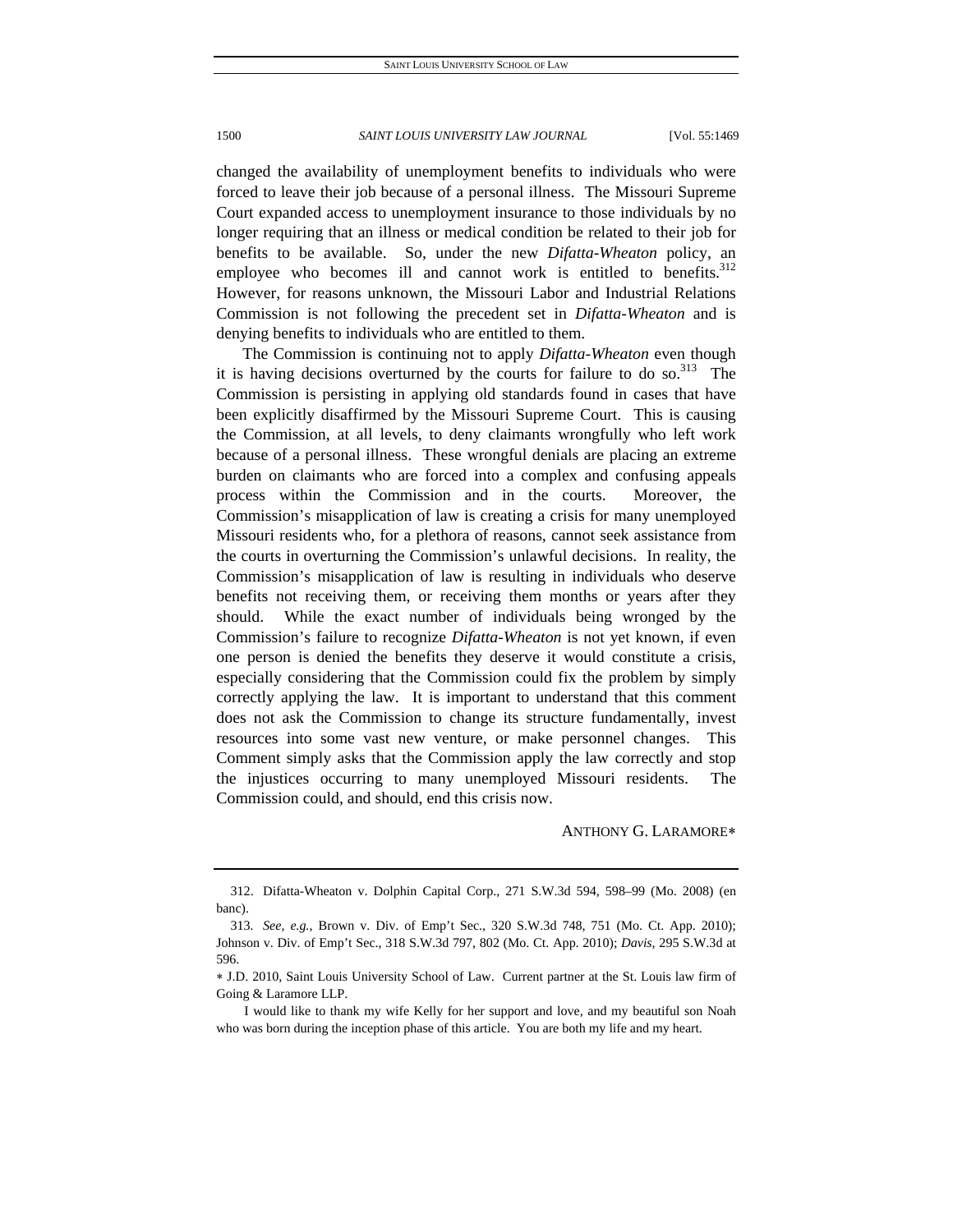changed the availability of unemployment benefits to individuals who were forced to leave their job because of a personal illness. The Missouri Supreme Court expanded access to unemployment insurance to those individuals by no longer requiring that an illness or medical condition be related to their job for benefits to be available. So, under the new *Difatta-Wheaton* policy, an employee who becomes ill and cannot work is entitled to benefits.[312] However, for reasons unknown, the Missouri Labor and Industrial Relations Commission is not following the precedent set in *Difatta-Wheaton* and is denying benefits to individuals who are entitled to them.

The Commission is continuing not to apply *Difatta-Wheaton* even though it is having decisions overturned by the courts for failure to do so.[313] The Commission is persisting in applying old standards found in cases that have been explicitly disaffirmed by the Missouri Supreme Court. This is causing the Commission, at all levels, to deny claimants wrongfully who left work because of a personal illness. These wrongful denials are placing an extreme burden on claimants who are forced into a complex and confusing appeals process within the Commission and in the courts. Moreover, the Commission's misapplication of law is creating a crisis for many unemployed Missouri residents who, for a plethora of reasons, cannot seek assistance from the courts in overturning the Commission's unlawful decisions. In reality, the Commission's misapplication of law is resulting in individuals who deserve benefits not receiving them, or receiving them months or years after they should. While the exact number of individuals being wronged by the Commission's failure to recognize *Difatta-Wheaton* is not yet known, if even one person is denied the benefits they deserve it would constitute a crisis, especially considering that the Commission could fix the problem by simply correctly applying the law. It is important to understand that this comment does not ask the Commission to change its structure fundamentally, invest resources into some vast new venture, or make personnel changes. This Comment simply asks that the Commission apply the law correctly and stop the injustices occurring to many unemployed Missouri residents. The Commission could, and should, end this crisis now.

ANTHONY G. LARAMORE*

---

312. Difatta-Wheaton v. Dolphin Capital Corp., 271 S.W.3d 594, 598–99 (Mo. 2008) (en banc).

313. *See, e.g.*, Brown v. Div. of Emp't Sec., 320 S.W.3d 748, 751 (Mo. Ct. App. 2010); Johnson v. Div. of Emp't Sec., 318 S.W.3d 797, 802 (Mo. Ct. App. 2010); *Davis*, 295 S.W.3d at 596.

* J.D. 2010, Saint Louis University School of Law. Current partner at the St. Louis law firm of Going & Laramore LLP.

I would like to thank my wife Kelly for her support and love, and my beautiful son Noah who was born during the inception phase of this article. You are both my life and my heart.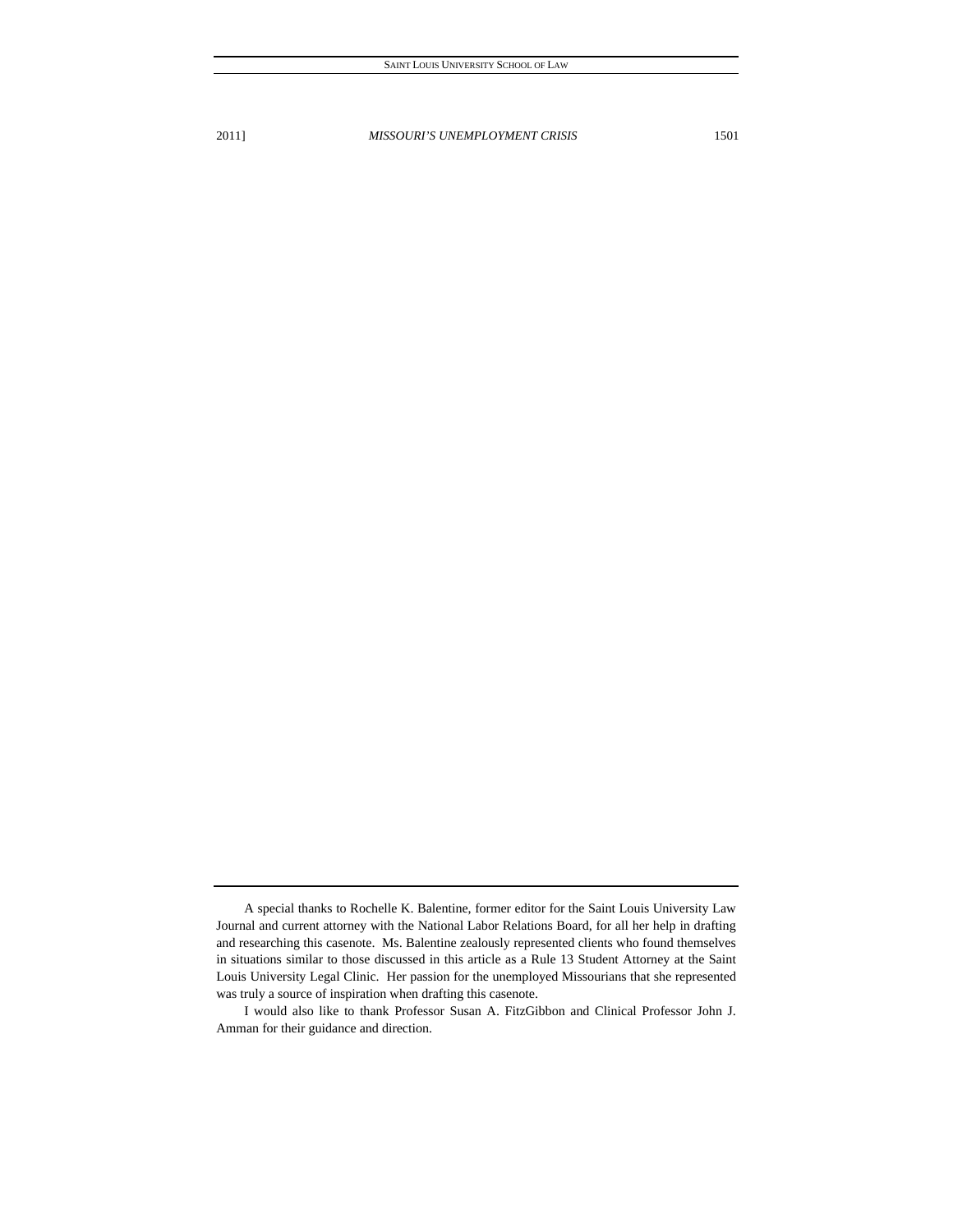A special thanks to Rochelle K. Balentine, former editor for the Saint Louis University Law Journal and current attorney with the National Labor Relations Board, for all her help in drafting and researching this casenote. Ms. Balentine zealously represented clients who found themselves in situations similar to those discussed in this article as a Rule 13 Student Attorney at the Saint Louis University Legal Clinic. Her passion for the unemployed Missourians that she represented was truly a source of inspiration when drafting this casenote.

I would also like to thank Professor Susan A. FitzGibbon and Clinical Professor John J. Amman for their guidance and direction.